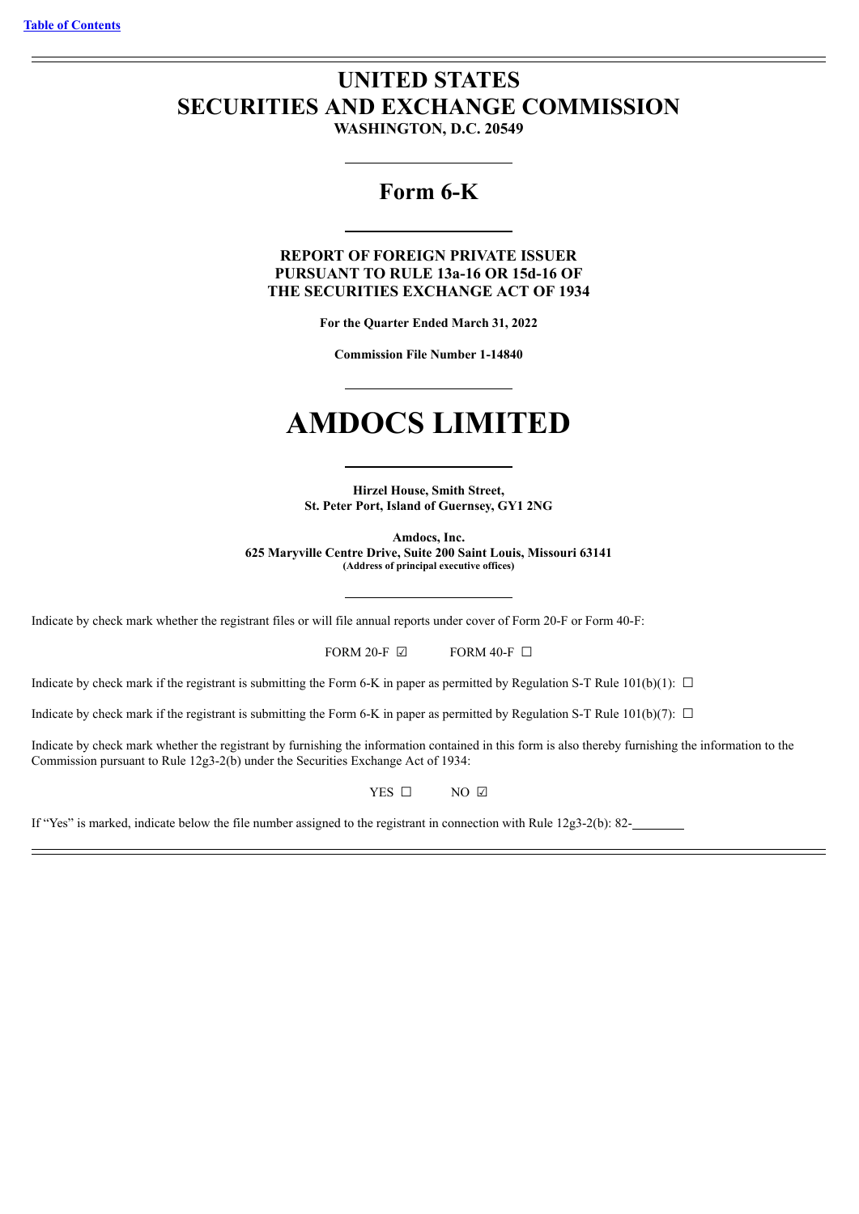[Table of Contents](#)

# UNITED STATES
# SECURITIES AND EXCHANGE COMMISSION

**WASHINGTON, D.C. 20549**

## Form 6-K

**REPORT OF FOREIGN PRIVATE ISSUER**
**PURSUANT TO RULE 13a-16 OR 15d-16 OF**
**THE SECURITIES EXCHANGE ACT OF 1934**

**For the Quarter Ended March 31, 2022**

**Commission File Number 1-14840**

# AMDOCS LIMITED

**Hirzel House, Smith Street,**
**St. Peter Port, Island of Guernsey, GY1 2NG**

**Amdocs, Inc.**
**625 Maryville Centre Drive, Suite 200 Saint Louis, Missouri 63141**
**(Address of principal executive offices)**

Indicate by check mark whether the registrant files or will file annual reports under cover of Form 20-F or Form 40-F:

FORM 20-F ☑ FORM 40-F ☐

Indicate by check mark if the registrant is submitting the Form 6-K in paper as permitted by Regulation S-T Rule 101(b)(1): ☐

Indicate by check mark if the registrant is submitting the Form 6-K in paper as permitted by Regulation S-T Rule 101(b)(7): ☐

Indicate by check mark whether the registrant by furnishing the information contained in this form is also thereby furnishing the information to the Commission pursuant to Rule 12g3-2(b) under the Securities Exchange Act of 1934:

YES ☐ NO ☑

If "Yes" is marked, indicate below the file number assigned to the registrant in connection with Rule 12g3-2(b): 82-________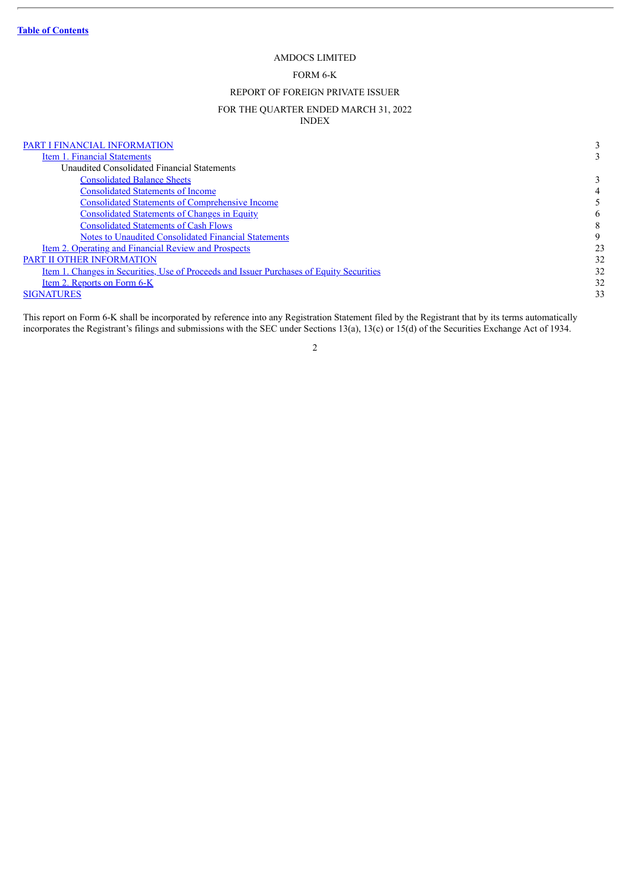[Table of Contents](#)

AMDOCS LIMITED

FORM 6-K

REPORT OF FOREIGN PRIVATE ISSUER

FOR THE QUARTER ENDED MARCH 31, 2022

INDEX

| | |
|---|---|
| PART I FINANCIAL INFORMATION | 3 |
| Item 1. Financial Statements | 3 |
| Unaudited Consolidated Financial Statements | |
| Consolidated Balance Sheets | 3 |
| Consolidated Statements of Income | 4 |
| Consolidated Statements of Comprehensive Income | 5 |
| Consolidated Statements of Changes in Equity | 6 |
| Consolidated Statements of Cash Flows | 8 |
| Notes to Unaudited Consolidated Financial Statements | 9 |
| Item 2. Operating and Financial Review and Prospects | 23 |
| PART II OTHER INFORMATION | 32 |
| Item 1. Changes in Securities, Use of Proceeds and Issuer Purchases of Equity Securities | 32 |
| Item 2. Reports on Form 6-K | 32 |
| SIGNATURES | 33 |

This report on Form 6-K shall be incorporated by reference into any Registration Statement filed by the Registrant that by its terms automatically incorporates the Registrant's filings and submissions with the SEC under Sections 13(a), 13(c) or 15(d) of the Securities Exchange Act of 1934.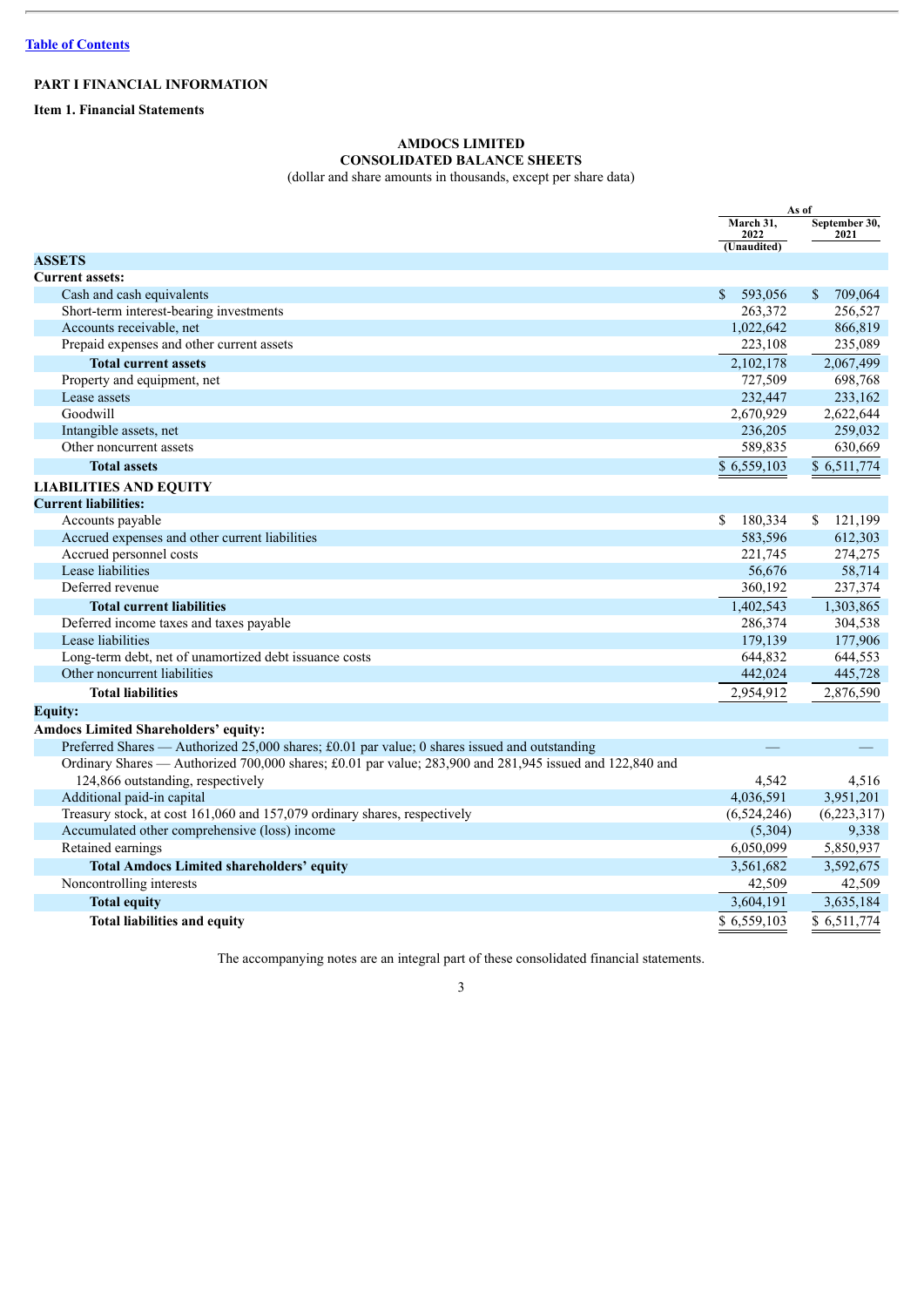[Table of Contents]

**PART I FINANCIAL INFORMATION**

**Item 1. Financial Statements**

**AMDOCS LIMITED**
**CONSOLIDATED BALANCE SHEETS**
(dollar and share amounts in thousands, except per share data)

| | As of | |
|---|---|---|
| | March 31, 2022 (Unaudited) | September 30, 2021 |
| **ASSETS** | | |
| **Current assets:** | | |
| Cash and cash equivalents | $ 593,056 | $ 709,064 |
| Short-term interest-bearing investments | 263,372 | 256,527 |
| Accounts receivable, net | 1,022,642 | 866,819 |
| Prepaid expenses and other current assets | 223,108 | 235,089 |
| **Total current assets** | 2,102,178 | 2,067,499 |
| Property and equipment, net | 727,509 | 698,768 |
| Lease assets | 232,447 | 233,162 |
| Goodwill | 2,670,929 | 2,622,644 |
| Intangible assets, net | 236,205 | 259,032 |
| Other noncurrent assets | 589,835 | 630,669 |
| **Total assets** | $ 6,559,103 | $ 6,511,774 |
| **LIABILITIES AND EQUITY** | | |
| **Current liabilities:** | | |
| Accounts payable | $ 180,334 | $ 121,199 |
| Accrued expenses and other current liabilities | 583,596 | 612,303 |
| Accrued personnel costs | 221,745 | 274,275 |
| Lease liabilities | 56,676 | 58,714 |
| Deferred revenue | 360,192 | 237,374 |
| **Total current liabilities** | 1,402,543 | 1,303,865 |
| Deferred income taxes and taxes payable | 286,374 | 304,538 |
| Lease liabilities | 179,139 | 177,906 |
| Long-term debt, net of unamortized debt issuance costs | 644,832 | 644,553 |
| Other noncurrent liabilities | 442,024 | 445,728 |
| **Total liabilities** | 2,954,912 | 2,876,590 |
| **Equity:** | | |
| **Amdocs Limited Shareholders' equity:** | | |
| Preferred Shares — Authorized 25,000 shares; £0.01 par value; 0 shares issued and outstanding | — | — |
| Ordinary Shares — Authorized 700,000 shares; £0.01 par value; 283,900 and 281,945 issued and 122,840 and 124,866 outstanding, respectively | 4,542 | 4,516 |
| Additional paid-in capital | 4,036,591 | 3,951,201 |
| Treasury stock, at cost 161,060 and 157,079 ordinary shares, respectively | (6,524,246) | (6,223,317) |
| Accumulated other comprehensive (loss) income | (5,304) | 9,338 |
| Retained earnings | 6,050,099 | 5,850,937 |
| **Total Amdocs Limited shareholders' equity** | 3,561,682 | 3,592,675 |
| Noncontrolling interests | 42,509 | 42,509 |
| **Total equity** | 3,604,191 | 3,635,184 |
| **Total liabilities and equity** | $ 6,559,103 | $ 6,511,774 |

The accompanying notes are an integral part of these consolidated financial statements.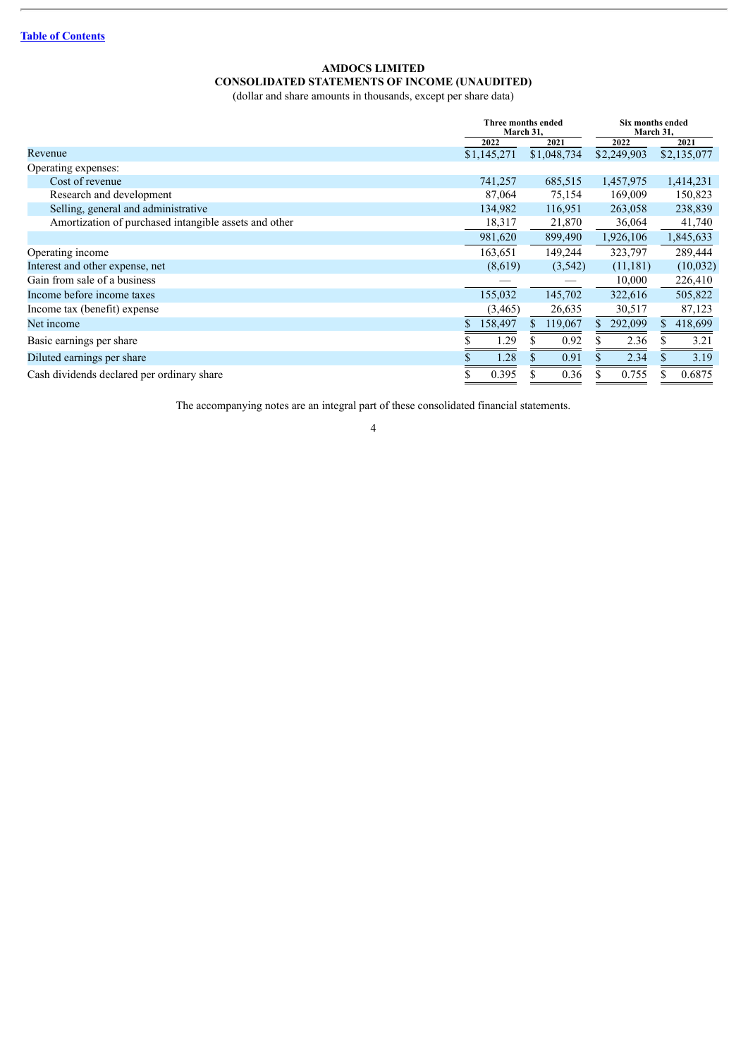[Table of Contents](#)

**AMDOCS LIMITED**
**CONSOLIDATED STATEMENTS OF INCOME (UNAUDITED)**
(dollar and share amounts in thousands, except per share data)

| | Three months ended March 31, | | Six months ended March 31, | |
|---|---|---|---|---|
| | 2022 | 2021 | 2022 | 2021 |
| Revenue | $1,145,271 | $1,048,734 | $2,249,903 | $2,135,077 |
| Operating expenses: | | | | |
| Cost of revenue | 741,257 | 685,515 | 1,457,975 | 1,414,231 |
| Research and development | 87,064 | 75,154 | 169,009 | 150,823 |
| Selling, general and administrative | 134,982 | 116,951 | 263,058 | 238,839 |
| Amortization of purchased intangible assets and other | 18,317 | 21,870 | 36,064 | 41,740 |
| | 981,620 | 899,490 | 1,926,106 | 1,845,633 |
| Operating income | 163,651 | 149,244 | 323,797 | 289,444 |
| Interest and other expense, net | (8,619) | (3,542) | (11,181) | (10,032) |
| Gain from sale of a business | — | — | 10,000 | 226,410 |
| Income before income taxes | 155,032 | 145,702 | 322,616 | 505,822 |
| Income tax (benefit) expense | (3,465) | 26,635 | 30,517 | 87,123 |
| Net income | $ 158,497 | $ 119,067 | $ 292,099 | $ 418,699 |
| Basic earnings per share | $ 1.29 | $ 0.92 | $ 2.36 | $ 3.21 |
| Diluted earnings per share | $ 1.28 | $ 0.91 | $ 2.34 | $ 3.19 |
| Cash dividends declared per ordinary share | $ 0.395 | $ 0.36 | $ 0.755 | $ 0.6875 |

The accompanying notes are an integral part of these consolidated financial statements.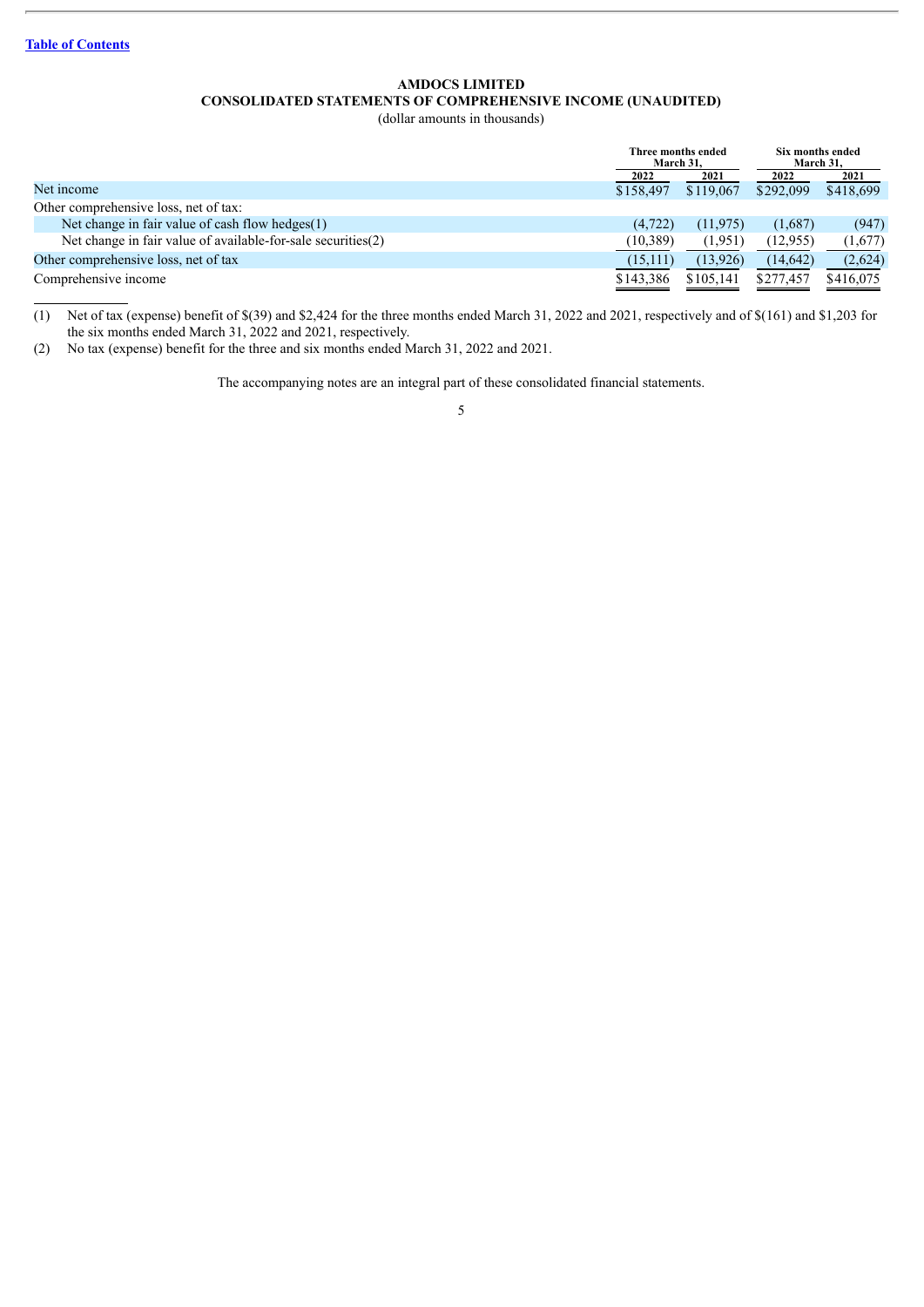[Table of Contents](#)

**AMDOCS LIMITED**
**CONSOLIDATED STATEMENTS OF COMPREHENSIVE INCOME (UNAUDITED)**
(dollar amounts in thousands)

| | Three months ended March 31, | | Six months ended March 31, | |
|---|---|---|---|---|
| | 2022 | 2021 | 2022 | 2021 |
| Net income | $158,497 | $119,067 | $292,099 | $418,699 |
| Other comprehensive loss, net of tax: | | | | |
| Net change in fair value of cash flow hedges(1) | (4,722) | (11,975) | (1,687) | (947) |
| Net change in fair value of available-for-sale securities(2) | (10,389) | (1,951) | (12,955) | (1,677) |
| Other comprehensive loss, net of tax | (15,111) | (13,926) | (14,642) | (2,624) |
| Comprehensive income | $143,386 | $105,141 | $277,457 | $416,075 |

(1) Net of tax (expense) benefit of $(39) and $2,424 for the three months ended March 31, 2022 and 2021, respectively and of $(161) and $1,203 for the six months ended March 31, 2022 and 2021, respectively.

(2) No tax (expense) benefit for the three and six months ended March 31, 2022 and 2021.

The accompanying notes are an integral part of these consolidated financial statements.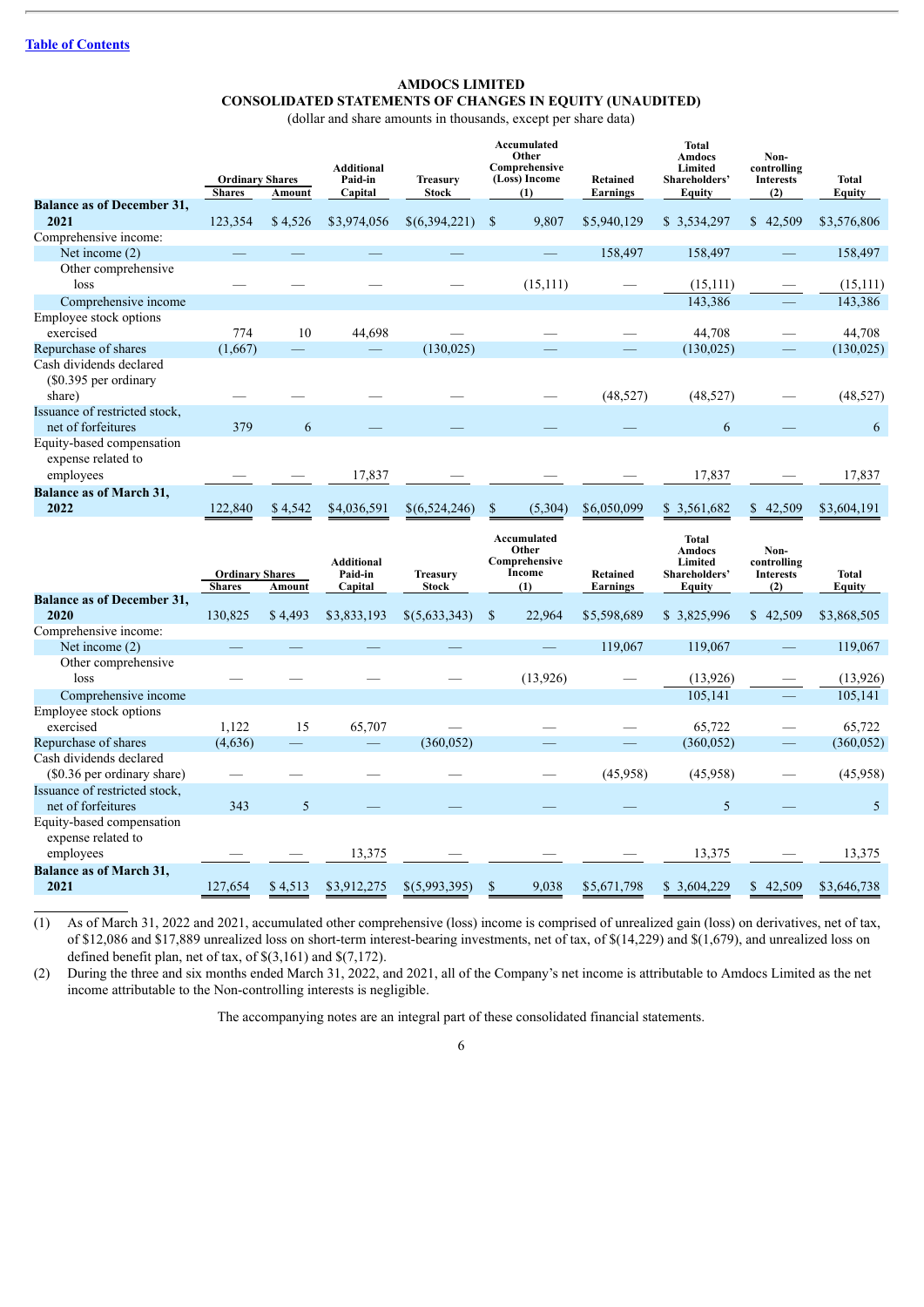[Table of Contents](#)

# AMDOCS LIMITED
## CONSOLIDATED STATEMENTS OF CHANGES IN EQUITY (UNAUDITED)
(dollar and share amounts in thousands, except per share data)

| | Ordinary Shares | | Additional Paid-in Capital | Treasury Stock | Accumulated Other Comprehensive (Loss) Income (1) | Retained Earnings | Total Amdocs Limited Shareholders' Equity | Non-controlling Interests (2) | Total Equity |
|---|---|---|---|---|---|---|---|---|---|
| | Shares | Amount | | | | | | | |
| **Balance as of December 31, 2021** | 123,354 | $ 4,526 | $3,974,056 | $(6,394,221) | $ 9,807 | $5,940,129 | $ 3,534,297 | $ 42,509 | $3,576,806 |
| Comprehensive income: | | | | | | | | | |
| Net income (2) | — | — | — | — | — | 158,497 | 158,497 | — | 158,497 |
| Other comprehensive loss | — | — | — | — | (15,111) | — | (15,111) | — | (15,111) |
| Comprehensive income | | | | | | | 143,386 | — | 143,386 |
| Employee stock options exercised | 774 | 10 | 44,698 | — | — | — | 44,708 | — | 44,708 |
| Repurchase of shares | (1,667) | — | — | (130,025) | — | — | (130,025) | — | (130,025) |
| Cash dividends declared ($0.395 per ordinary share) | — | — | — | — | — | (48,527) | (48,527) | — | (48,527) |
| Issuance of restricted stock, net of forfeitures | 379 | 6 | — | — | — | — | 6 | — | 6 |
| Equity-based compensation expense related to employees | — | — | 17,837 | — | — | — | 17,837 | — | 17,837 |
| **Balance as of March 31, 2022** | 122,840 | $ 4,542 | $4,036,591 | $(6,524,246) | $ (5,304) | $6,050,099 | $ 3,561,682 | $ 42,509 | $3,604,191 |

| | Ordinary Shares | | Additional Paid-in Capital | Treasury Stock | Accumulated Other Comprehensive Income (1) | Retained Earnings | Total Amdocs Limited Shareholders' Equity | Non-controlling Interests (2) | Total Equity |
|---|---|---|---|---|---|---|---|---|---|
| | Shares | Amount | | | | | | | |
| **Balance as of December 31, 2020** | 130,825 | $ 4,493 | $3,833,193 | $(5,633,343) | $ 22,964 | $5,598,689 | $ 3,825,996 | $ 42,509 | $3,868,505 |
| Comprehensive income: | | | | | | | | | |
| Net income (2) | — | — | — | — | — | 119,067 | 119,067 | — | 119,067 |
| Other comprehensive loss | — | — | — | — | (13,926) | — | (13,926) | — | (13,926) |
| Comprehensive income | | | | | | | 105,141 | — | 105,141 |
| Employee stock options exercised | 1,122 | 15 | 65,707 | — | — | — | 65,722 | — | 65,722 |
| Repurchase of shares | (4,636) | — | — | (360,052) | — | — | (360,052) | — | (360,052) |
| Cash dividends declared ($0.36 per ordinary share) | — | — | — | — | — | (45,958) | (45,958) | — | (45,958) |
| Issuance of restricted stock, net of forfeitures | 343 | 5 | — | — | — | — | 5 | — | 5 |
| Equity-based compensation expense related to employees | — | — | 13,375 | — | — | — | 13,375 | — | 13,375 |
| **Balance as of March 31, 2021** | 127,654 | $ 4,513 | $3,912,275 | $(5,993,395) | $ 9,038 | $5,671,798 | $ 3,604,229 | $ 42,509 | $3,646,738 |

(1) As of March 31, 2022 and 2021, accumulated other comprehensive (loss) income is comprised of unrealized gain (loss) on derivatives, net of tax, of $12,086 and $17,889 unrealized loss on short-term interest-bearing investments, net of tax, of $(14,229) and $(1,679), and unrealized loss on defined benefit plan, net of tax, of $(3,161) and $(7,172).

(2) During the three and six months ended March 31, 2022, and 2021, all of the Company's net income is attributable to Amdocs Limited as the net income attributable to the Non-controlling interests is negligible.

The accompanying notes are an integral part of these consolidated financial statements.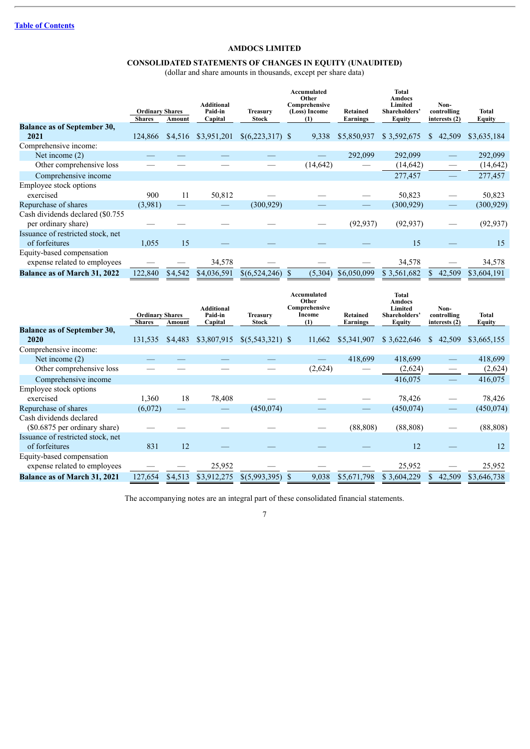[Table of Contents](#)

**AMDOCS LIMITED**

**CONSOLIDATED STATEMENTS OF CHANGES IN EQUITY (UNAUDITED)**

(dollar and share amounts in thousands, except per share data)

| | Ordinary Shares | | Additional Paid-in Capital | Treasury Stock | Accumulated Other Comprehensive (Loss) Income (1) | Retained Earnings | Total Amdocs Limited Shareholders' Equity | Non-controlling interests (2) | Total Equity |
|---|---|---|---|---|---|---|---|---|---|
| | Shares | Amount | | | | | | | |
| **Balance as of September 30, 2021** | 124,866 | $4,516 | $3,951,201 | $(6,223,317) | $ 9,338 | $5,850,937 | $ 3,592,675 | $ 42,509 | $3,635,184 |
| Comprehensive income: | | | | | | | | | |
| Net income (2) | — | — | — | — | — | 292,099 | 292,099 | — | 292,099 |
| Other comprehensive loss | — | — | — | — | (14,642) | — | (14,642) | — | (14,642) |
| Comprehensive income | | | | | | | 277,457 | — | 277,457 |
| Employee stock options exercised | 900 | 11 | 50,812 | — | — | — | 50,823 | — | 50,823 |
| Repurchase of shares | (3,981) | — | — | (300,929) | — | — | (300,929) | — | (300,929) |
| Cash dividends declared ($0.755 per ordinary share) | — | — | — | — | — | (92,937) | (92,937) | — | (92,937) |
| Issuance of restricted stock, net of forfeitures | 1,055 | 15 | — | — | — | — | 15 | — | 15 |
| Equity-based compensation expense related to employees | — | — | 34,578 | — | — | — | 34,578 | — | 34,578 |
| **Balance as of March 31, 2022** | 122,840 | $4,542 | $4,036,591 | $(6,524,246) | $ (5,304) | $6,050,099 | $ 3,561,682 | $ 42,509 | $3,604,191 |

| | Ordinary Shares | | Additional Paid-in Capital | Treasury Stock | Accumulated Other Comprehensive Income (1) | Retained Earnings | Total Amdocs Limited Shareholders' Equity | Non-controlling interests (2) | Total Equity |
|---|---|---|---|---|---|---|---|---|---|
| | Shares | Amount | | | | | | | |
| **Balance as of September 30, 2020** | 131,535 | $4,483 | $3,807,915 | $(5,543,321) | $ 11,662 | $5,341,907 | $ 3,622,646 | $ 42,509 | $3,665,155 |
| Comprehensive income: | | | | | | | | | |
| Net income (2) | — | — | — | — | — | 418,699 | 418,699 | — | 418,699 |
| Other comprehensive loss | — | — | — | — | (2,624) | — | (2,624) | — | (2,624) |
| Comprehensive income | | | | | | | 416,075 | — | 416,075 |
| Employee stock options exercised | 1,360 | 18 | 78,408 | — | — | — | 78,426 | — | 78,426 |
| Repurchase of shares | (6,072) | — | — | (450,074) | — | — | (450,074) | — | (450,074) |
| Cash dividends declared ($0.6875 per ordinary share) | — | — | — | — | — | (88,808) | (88,808) | — | (88,808) |
| Issuance of restricted stock, net of forfeitures | 831 | 12 | — | — | — | — | 12 | — | 12 |
| Equity-based compensation expense related to employees | — | — | 25,952 | — | — | — | 25,952 | — | 25,952 |
| **Balance as of March 31, 2021** | 127,654 | $4,513 | $3,912,275 | $(5,993,395) | $ 9,038 | $5,671,798 | $ 3,604,229 | $ 42,509 | $3,646,738 |

The accompanying notes are an integral part of these consolidated financial statements.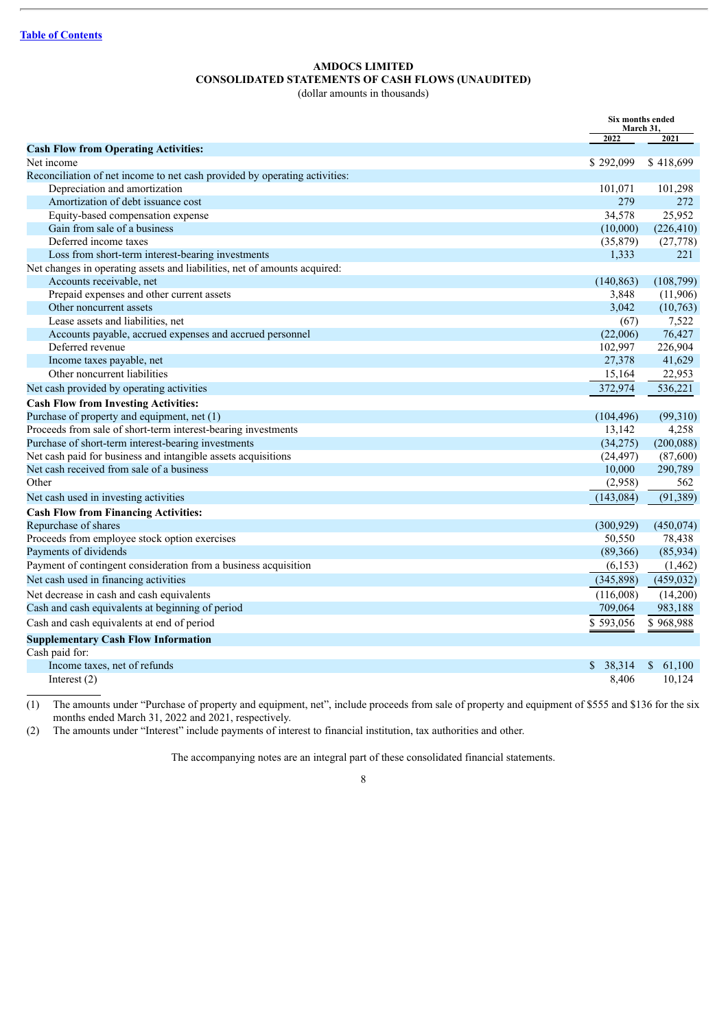[Table of Contents](#)

**AMDOCS LIMITED**
**CONSOLIDATED STATEMENTS OF CASH FLOWS (UNAUDITED)**
(dollar amounts in thousands)

| | Six months ended March 31, | |
|---|---|---|
| | 2022 | 2021 |
| **Cash Flow from Operating Activities:** | | |
| Net income | $ 292,099 | $ 418,699 |
| Reconciliation of net income to net cash provided by operating activities: | | |
| Depreciation and amortization | 101,071 | 101,298 |
| Amortization of debt issuance cost | 279 | 272 |
| Equity-based compensation expense | 34,578 | 25,952 |
| Gain from sale of a business | (10,000) | (226,410) |
| Deferred income taxes | (35,879) | (27,778) |
| Loss from short-term interest-bearing investments | 1,333 | 221 |
| Net changes in operating assets and liabilities, net of amounts acquired: | | |
| Accounts receivable, net | (140,863) | (108,799) |
| Prepaid expenses and other current assets | 3,848 | (11,906) |
| Other noncurrent assets | 3,042 | (10,763) |
| Lease assets and liabilities, net | (67) | 7,522 |
| Accounts payable, accrued expenses and accrued personnel | (22,006) | 76,427 |
| Deferred revenue | 102,997 | 226,904 |
| Income taxes payable, net | 27,378 | 41,629 |
| Other noncurrent liabilities | 15,164 | 22,953 |
| Net cash provided by operating activities | 372,974 | 536,221 |
| **Cash Flow from Investing Activities:** | | |
| Purchase of property and equipment, net (1) | (104,496) | (99,310) |
| Proceeds from sale of short-term interest-bearing investments | 13,142 | 4,258 |
| Purchase of short-term interest-bearing investments | (34,275) | (200,088) |
| Net cash paid for business and intangible assets acquisitions | (24,497) | (87,600) |
| Net cash received from sale of a business | 10,000 | 290,789 |
| Other | (2,958) | 562 |
| Net cash used in investing activities | (143,084) | (91,389) |
| **Cash Flow from Financing Activities:** | | |
| Repurchase of shares | (300,929) | (450,074) |
| Proceeds from employee stock option exercises | 50,550 | 78,438 |
| Payments of dividends | (89,366) | (85,934) |
| Payment of contingent consideration from a business acquisition | (6,153) | (1,462) |
| Net cash used in financing activities | (345,898) | (459,032) |
| Net decrease in cash and cash equivalents | (116,008) | (14,200) |
| Cash and cash equivalents at beginning of period | 709,064 | 983,188 |
| Cash and cash equivalents at end of period | $ 593,056 | $ 968,988 |
| **Supplementary Cash Flow Information** | | |
| Cash paid for: | | |
| Income taxes, net of refunds | $ 38,314 | $ 61,100 |
| Interest (2) | 8,406 | 10,124 |

(1) The amounts under "Purchase of property and equipment, net", include proceeds from sale of property and equipment of $555 and $136 for the six months ended March 31, 2022 and 2021, respectively.

(2) The amounts under "Interest" include payments of interest to financial institution, tax authorities and other.

The accompanying notes are an integral part of these consolidated financial statements.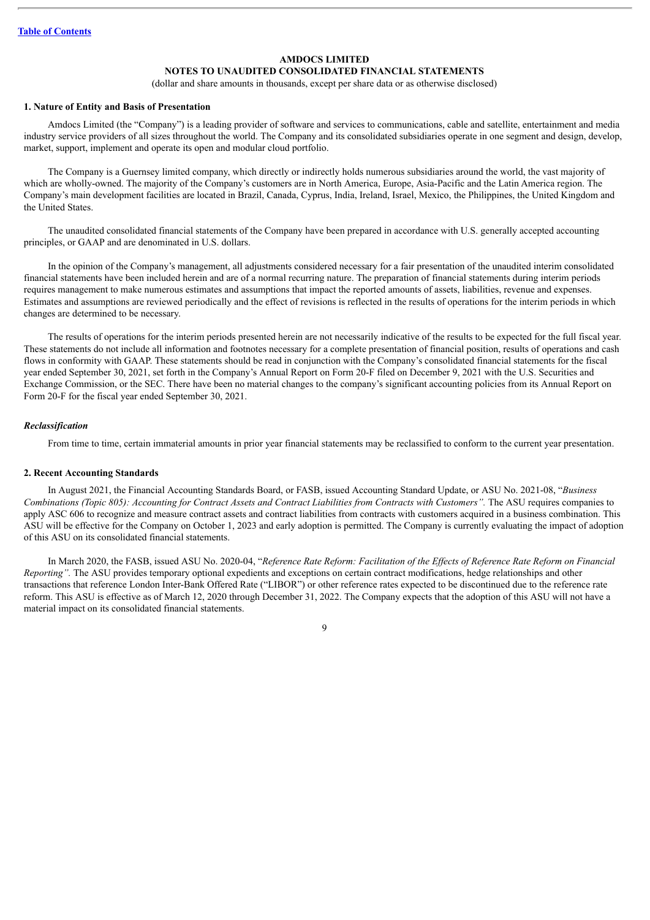**AMDOCS LIMITED**

**NOTES TO UNAUDITED CONSOLIDATED FINANCIAL STATEMENTS**

(dollar and share amounts in thousands, except per share data or as otherwise disclosed)

**1. Nature of Entity and Basis of Presentation**

Amdocs Limited (the "Company") is a leading provider of software and services to communications, cable and satellite, entertainment and media industry service providers of all sizes throughout the world. The Company and its consolidated subsidiaries operate in one segment and design, develop, market, support, implement and operate its open and modular cloud portfolio.

The Company is a Guernsey limited company, which directly or indirectly holds numerous subsidiaries around the world, the vast majority of which are wholly-owned. The majority of the Company's customers are in North America, Europe, Asia-Pacific and the Latin America region. The Company's main development facilities are located in Brazil, Canada, Cyprus, India, Ireland, Israel, Mexico, the Philippines, the United Kingdom and the United States.

The unaudited consolidated financial statements of the Company have been prepared in accordance with U.S. generally accepted accounting principles, or GAAP and are denominated in U.S. dollars.

In the opinion of the Company's management, all adjustments considered necessary for a fair presentation of the unaudited interim consolidated financial statements have been included herein and are of a normal recurring nature. The preparation of financial statements during interim periods requires management to make numerous estimates and assumptions that impact the reported amounts of assets, liabilities, revenue and expenses. Estimates and assumptions are reviewed periodically and the effect of revisions is reflected in the results of operations for the interim periods in which changes are determined to be necessary.

The results of operations for the interim periods presented herein are not necessarily indicative of the results to be expected for the full fiscal year. These statements do not include all information and footnotes necessary for a complete presentation of financial position, results of operations and cash flows in conformity with GAAP. These statements should be read in conjunction with the Company's consolidated financial statements for the fiscal year ended September 30, 2021, set forth in the Company's Annual Report on Form 20-F filed on December 9, 2021 with the U.S. Securities and Exchange Commission, or the SEC. There have been no material changes to the company's significant accounting policies from its Annual Report on Form 20-F for the fiscal year ended September 30, 2021.

***Reclassification***

From time to time, certain immaterial amounts in prior year financial statements may be reclassified to conform to the current year presentation.

**2. Recent Accounting Standards**

In August 2021, the Financial Accounting Standards Board, or FASB, issued Accounting Standard Update, or ASU No. 2021-08, "*Business Combinations (Topic 805): Accounting for Contract Assets and Contract Liabilities from Contracts with Customers".* The ASU requires companies to apply ASC 606 to recognize and measure contract assets and contract liabilities from contracts with customers acquired in a business combination. This ASU will be effective for the Company on October 1, 2023 and early adoption is permitted. The Company is currently evaluating the impact of adoption of this ASU on its consolidated financial statements.

In March 2020, the FASB, issued ASU No. 2020-04, "*Reference Rate Reform: Facilitation of the Effects of Reference Rate Reform on Financial Reporting".* The ASU provides temporary optional expedients and exceptions on certain contract modifications, hedge relationships and other transactions that reference London Inter-Bank Offered Rate ("LIBOR") or other reference rates expected to be discontinued due to the reference rate reform. This ASU is effective as of March 12, 2020 through December 31, 2022. The Company expects that the adoption of this ASU will not have a material impact on its consolidated financial statements.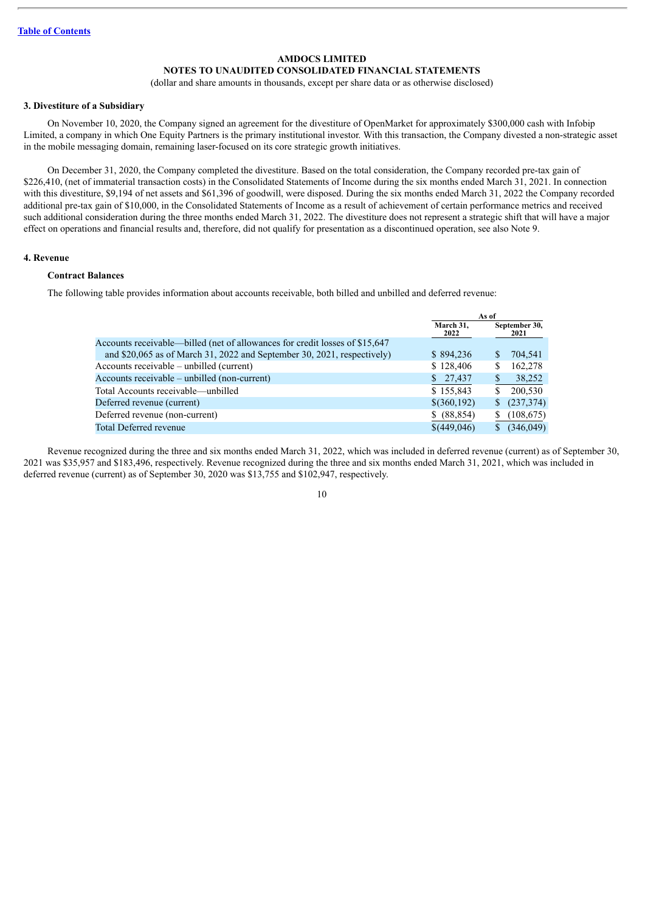[Table of Contents](#)

**AMDOCS LIMITED**
**NOTES TO UNAUDITED CONSOLIDATED FINANCIAL STATEMENTS**
(dollar and share amounts in thousands, except per share data or as otherwise disclosed)

### 3. Divestiture of a Subsidiary

On November 10, 2020, the Company signed an agreement for the divestiture of OpenMarket for approximately $300,000 cash with Infobip Limited, a company in which One Equity Partners is the primary institutional investor. With this transaction, the Company divested a non-strategic asset in the mobile messaging domain, remaining laser-focused on its core strategic growth initiatives.

On December 31, 2020, the Company completed the divestiture. Based on the total consideration, the Company recorded pre-tax gain of $226,410, (net of immaterial transaction costs) in the Consolidated Statements of Income during the six months ended March 31, 2021. In connection with this divestiture, $9,194 of net assets and $61,396 of goodwill, were disposed. During the six months ended March 31, 2022 the Company recorded additional pre-tax gain of $10,000, in the Consolidated Statements of Income as a result of achievement of certain performance metrics and received such additional consideration during the three months ended March 31, 2022. The divestiture does not represent a strategic shift that will have a major effect on operations and financial results and, therefore, did not qualify for presentation as a discontinued operation, see also Note 9.

### 4. Revenue

#### Contract Balances

The following table provides information about accounts receivable, both billed and unbilled and deferred revenue:

| | As of | |
|---|---|---|
| | March 31, 2022 | September 30, 2021 |
| Accounts receivable—billed (net of allowances for credit losses of $15,647 and $20,065 as of March 31, 2022 and September 30, 2021, respectively) | $ 894,236 | $ 704,541 |
| Accounts receivable – unbilled (current) | $ 128,406 | $ 162,278 |
| Accounts receivable – unbilled (non-current) | $ 27,437 | $ 38,252 |
| Total Accounts receivable—unbilled | $ 155,843 | $ 200,530 |
| Deferred revenue (current) | $(360,192) | $ (237,374) |
| Deferred revenue (non-current) | $ (88,854) | $ (108,675) |
| Total Deferred revenue | $(449,046) | $ (346,049) |

Revenue recognized during the three and six months ended March 31, 2022, which was included in deferred revenue (current) as of September 30, 2021 was $35,957 and $183,496, respectively. Revenue recognized during the three and six months ended March 31, 2021, which was included in deferred revenue (current) as of September 30, 2020 was $13,755 and $102,947, respectively.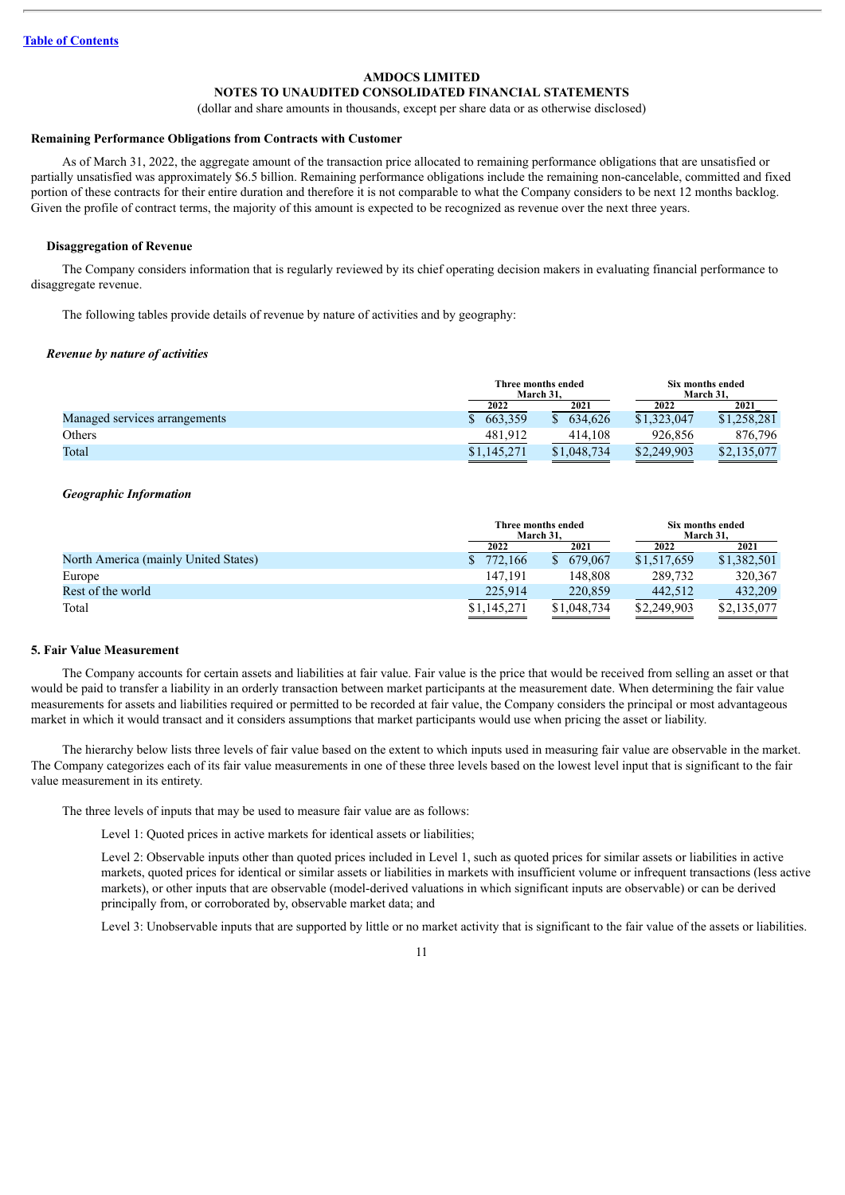**AMDOCS LIMITED**
**NOTES TO UNAUDITED CONSOLIDATED FINANCIAL STATEMENTS**
(dollar and share amounts in thousands, except per share data or as otherwise disclosed)

**Remaining Performance Obligations from Contracts with Customer**

As of March 31, 2022, the aggregate amount of the transaction price allocated to remaining performance obligations that are unsatisfied or partially unsatisfied was approximately $6.5 billion. Remaining performance obligations include the remaining non-cancelable, committed and fixed portion of these contracts for their entire duration and therefore it is not comparable to what the Company considers to be next 12 months backlog. Given the profile of contract terms, the majority of this amount is expected to be recognized as revenue over the next three years.

**Disaggregation of Revenue**

The Company considers information that is regularly reviewed by its chief operating decision makers in evaluating financial performance to disaggregate revenue.

The following tables provide details of revenue by nature of activities and by geography:

***Revenue by nature of activities***

| | Three months ended March 31, | | Six months ended March 31, | |
|---|---|---|---|---|
| | 2022 | 2021 | 2022 | 2021 |
| Managed services arrangements | $ 663,359 | $ 634,626 | $1,323,047 | $1,258,281 |
| Others | 481,912 | 414,108 | 926,856 | 876,796 |
| Total | $1,145,271 | $1,048,734 | $2,249,903 | $2,135,077 |

***Geographic Information***

| | Three months ended March 31, | | Six months ended March 31, | |
|---|---|---|---|---|
| | 2022 | 2021 | 2022 | 2021 |
| North America (mainly United States) | $ 772,166 | $ 679,067 | $1,517,659 | $1,382,501 |
| Europe | 147,191 | 148,808 | 289,732 | 320,367 |
| Rest of the world | 225,914 | 220,859 | 442,512 | 432,209 |
| Total | $1,145,271 | $1,048,734 | $2,249,903 | $2,135,077 |

**5. Fair Value Measurement**

The Company accounts for certain assets and liabilities at fair value. Fair value is the price that would be received from selling an asset or that would be paid to transfer a liability in an orderly transaction between market participants at the measurement date. When determining the fair value measurements for assets and liabilities required or permitted to be recorded at fair value, the Company considers the principal or most advantageous market in which it would transact and it considers assumptions that market participants would use when pricing the asset or liability.

The hierarchy below lists three levels of fair value based on the extent to which inputs used in measuring fair value are observable in the market. The Company categorizes each of its fair value measurements in one of these three levels based on the lowest level input that is significant to the fair value measurement in its entirety.

The three levels of inputs that may be used to measure fair value are as follows:

Level 1: Quoted prices in active markets for identical assets or liabilities;

Level 2: Observable inputs other than quoted prices included in Level 1, such as quoted prices for similar assets or liabilities in active markets, quoted prices for identical or similar assets or liabilities in markets with insufficient volume or infrequent transactions (less active markets), or other inputs that are observable (model-derived valuations in which significant inputs are observable) or can be derived principally from, or corroborated by, observable market data; and

Level 3: Unobservable inputs that are supported by little or no market activity that is significant to the fair value of the assets or liabilities.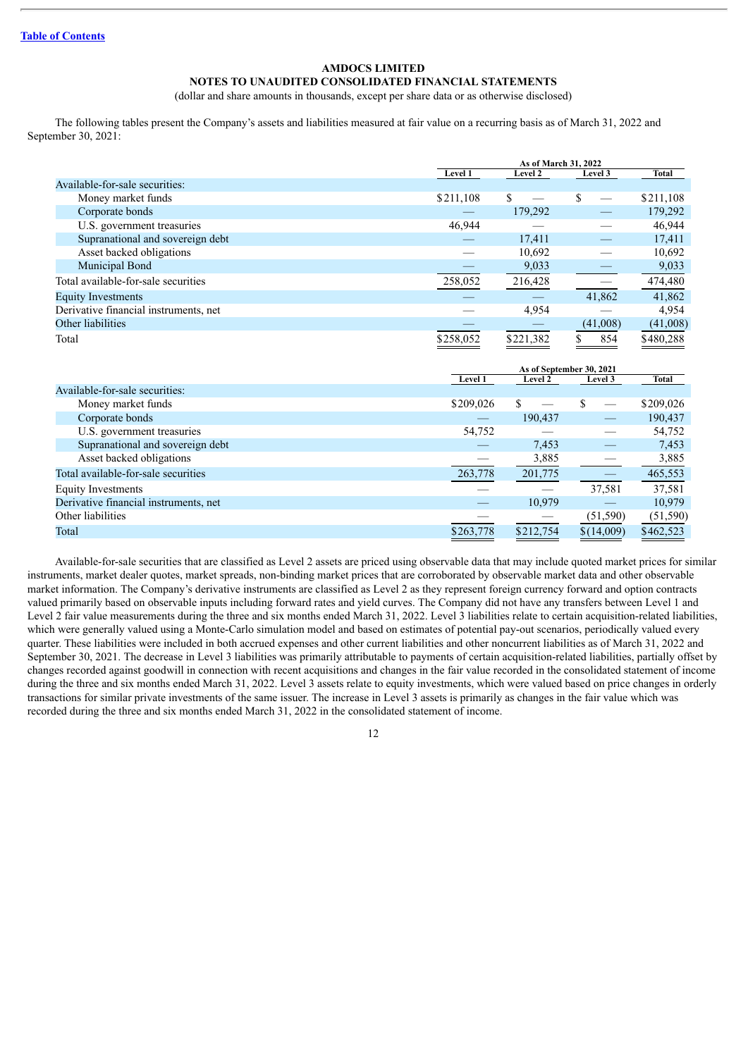AMDOCS LIMITED

NOTES TO UNAUDITED CONSOLIDATED FINANCIAL STATEMENTS

(dollar and share amounts in thousands, except per share data or as otherwise disclosed)

The following tables present the Company's assets and liabilities measured at fair value on a recurring basis as of March 31, 2022 and September 30, 2021:

| | As of March 31, 2022 | | | |
|---|---|---|---|---|
| | Level 1 | Level 2 | Level 3 | Total |
| Available-for-sale securities: | | | | |
| Money market funds | $211,108 | $ — | $ — | $211,108 |
| Corporate bonds | — | 179,292 | — | 179,292 |
| U.S. government treasuries | 46,944 | — | — | 46,944 |
| Supranational and sovereign debt | — | 17,411 | — | 17,411 |
| Asset backed obligations | — | 10,692 | — | 10,692 |
| Municipal Bond | — | 9,033 | — | 9,033 |
| Total available-for-sale securities | 258,052 | 216,428 | — | 474,480 |
| Equity Investments | — | — | 41,862 | 41,862 |
| Derivative financial instruments, net | — | 4,954 | — | 4,954 |
| Other liabilities | — | — | (41,008) | (41,008) |
| Total | $258,052 | $221,382 | $ 854 | $480,288 |

| | As of September 30, 2021 | | | |
|---|---|---|---|---|
| | Level 1 | Level 2 | Level 3 | Total |
| Available-for-sale securities: | | | | |
| Money market funds | $209,026 | $ — | $ — | $209,026 |
| Corporate bonds | — | 190,437 | — | 190,437 |
| U.S. government treasuries | 54,752 | — | — | 54,752 |
| Supranational and sovereign debt | — | 7,453 | — | 7,453 |
| Asset backed obligations | — | 3,885 | — | 3,885 |
| Total available-for-sale securities | 263,778 | 201,775 | — | 465,553 |
| Equity Investments | — | — | 37,581 | 37,581 |
| Derivative financial instruments, net | — | 10,979 | — | 10,979 |
| Other liabilities | — | — | (51,590) | (51,590) |
| Total | $263,778 | $212,754 | $(14,009) | $462,523 |

Available-for-sale securities that are classified as Level 2 assets are priced using observable data that may include quoted market prices for similar instruments, market dealer quotes, market spreads, non-binding market prices that are corroborated by observable market data and other observable market information. The Company's derivative instruments are classified as Level 2 as they represent foreign currency forward and option contracts valued primarily based on observable inputs including forward rates and yield curves. The Company did not have any transfers between Level 1 and Level 2 fair value measurements during the three and six months ended March 31, 2022. Level 3 liabilities relate to certain acquisition-related liabilities, which were generally valued using a Monte-Carlo simulation model and based on estimates of potential pay-out scenarios, periodically valued every quarter. These liabilities were included in both accrued expenses and other current liabilities and other noncurrent liabilities as of March 31, 2022 and September 30, 2021. The decrease in Level 3 liabilities was primarily attributable to payments of certain acquisition-related liabilities, partially offset by changes recorded against goodwill in connection with recent acquisitions and changes in the fair value recorded in the consolidated statement of income during the three and six months ended March 31, 2022. Level 3 assets relate to equity investments, which were valued based on price changes in orderly transactions for similar private investments of the same issuer. The increase in Level 3 assets is primarily as changes in the fair value which was recorded during the three and six months ended March 31, 2022 in the consolidated statement of income.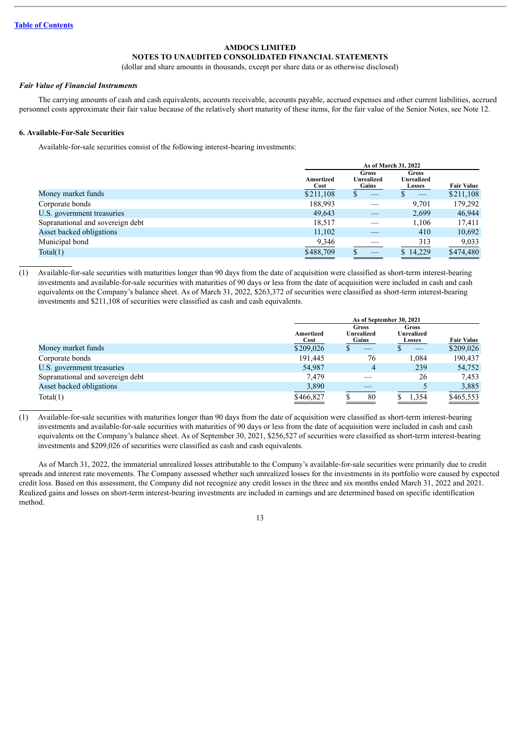[Table of Contents](#)

**AMDOCS LIMITED**
**NOTES TO UNAUDITED CONSOLIDATED FINANCIAL STATEMENTS**
(dollar and share amounts in thousands, except per share data or as otherwise disclosed)

***Fair Value of Financial Instruments***

The carrying amounts of cash and cash equivalents, accounts receivable, accounts payable, accrued expenses and other current liabilities, accrued personnel costs approximate their fair value because of the relatively short maturity of these items, for the fair value of the Senior Notes, see Note 12.

**6. Available-For-Sale Securities**

Available-for-sale securities consist of the following interest-bearing investments:

| | As of March 31, 2022 | | | |
|---|---|---|---|---|
| | Amortized Cost | Gross Unrealized Gains | Gross Unrealized Losses | Fair Value |
| Money market funds | $211,108 | $ — | $ — | $211,108 |
| Corporate bonds | 188,993 | — | 9,701 | 179,292 |
| U.S. government treasuries | 49,643 | — | 2,699 | 46,944 |
| Supranational and sovereign debt | 18,517 | — | 1,106 | 17,411 |
| Asset backed obligations | 11,102 | — | 410 | 10,692 |
| Municipal bond | 9,346 | — | 313 | 9,033 |
| Total(1) | $488,709 | $ — | $ 14,229 | $474,480 |

(1) Available-for-sale securities with maturities longer than 90 days from the date of acquisition were classified as short-term interest-bearing investments and available-for-sale securities with maturities of 90 days or less from the date of acquisition were included in cash and cash equivalents on the Company's balance sheet. As of March 31, 2022, $263,372 of securities were classified as short-term interest-bearing investments and $211,108 of securities were classified as cash and cash equivalents.

| | As of September 30, 2021 | | | |
|---|---|---|---|---|
| | Amortized Cost | Gross Unrealized Gains | Gross Unrealized Losses | Fair Value |
| Money market funds | $209,026 | $ — | $ — | $209,026 |
| Corporate bonds | 191,445 | 76 | 1,084 | 190,437 |
| U.S. government treasuries | 54,987 | 4 | 239 | 54,752 |
| Supranational and sovereign debt | 7,479 | — | 26 | 7,453 |
| Asset backed obligations | 3,890 | — | 5 | 3,885 |
| Total(1) | $466,827 | $ 80 | $ 1,354 | $465,553 |

(1) Available-for-sale securities with maturities longer than 90 days from the date of acquisition were classified as short-term interest-bearing investments and available-for-sale securities with maturities of 90 days or less from the date of acquisition were included in cash and cash equivalents on the Company's balance sheet. As of September 30, 2021, $256,527 of securities were classified as short-term interest-bearing investments and $209,026 of securities were classified as cash and cash equivalents.

As of March 31, 2022, the immaterial unrealized losses attributable to the Company's available-for-sale securities were primarily due to credit spreads and interest rate movements. The Company assessed whether such unrealized losses for the investments in its portfolio were caused by expected credit loss. Based on this assessment, the Company did not recognize any credit losses in the three and six months ended March 31, 2022 and 2021. Realized gains and losses on short-term interest-bearing investments are included in earnings and are determined based on specific identification method.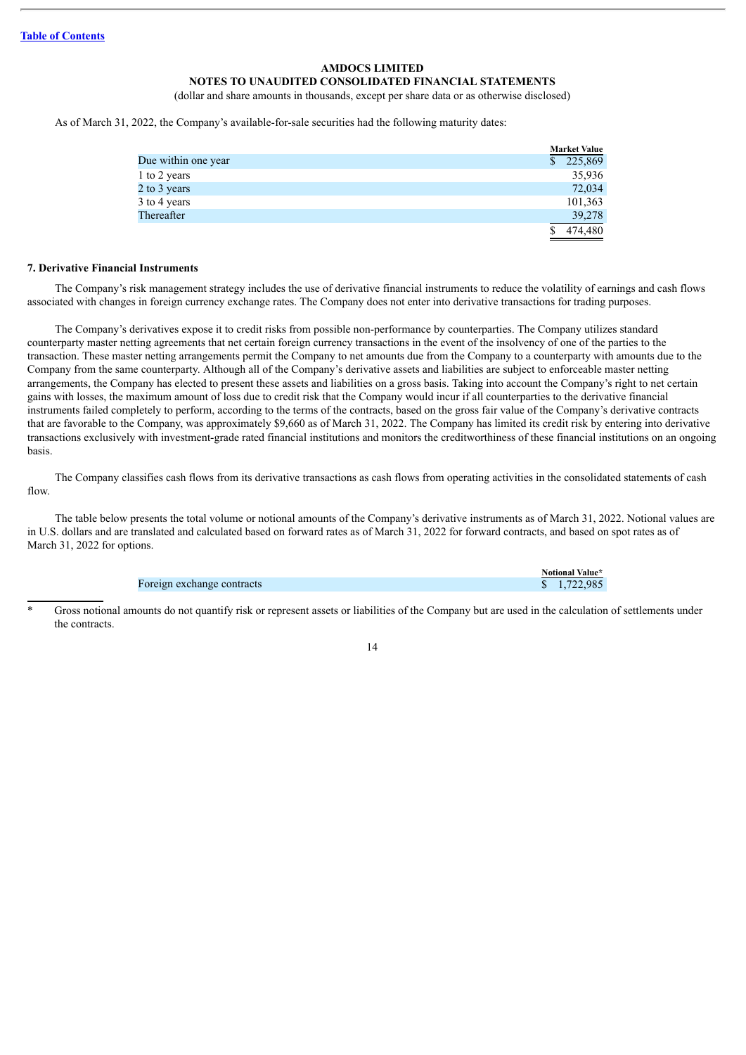AMDOCS LIMITED
NOTES TO UNAUDITED CONSOLIDATED FINANCIAL STATEMENTS
(dollar and share amounts in thousands, except per share data or as otherwise disclosed)

As of March 31, 2022, the Company's available-for-sale securities had the following maturity dates:

| | Market Value |
|---|---|
| Due within one year | $ 225,869 |
| 1 to 2 years | 35,936 |
| 2 to 3 years | 72,034 |
| 3 to 4 years | 101,363 |
| Thereafter | 39,278 |
| | $ 474,480 |

## 7. Derivative Financial Instruments

The Company's risk management strategy includes the use of derivative financial instruments to reduce the volatility of earnings and cash flows associated with changes in foreign currency exchange rates. The Company does not enter into derivative transactions for trading purposes.

The Company's derivatives expose it to credit risks from possible non-performance by counterparties. The Company utilizes standard counterparty master netting agreements that net certain foreign currency transactions in the event of the insolvency of one of the parties to the transaction. These master netting arrangements permit the Company to net amounts due from the Company to a counterparty with amounts due to the Company from the same counterparty. Although all of the Company's derivative assets and liabilities are subject to enforceable master netting arrangements, the Company has elected to present these assets and liabilities on a gross basis. Taking into account the Company's right to net certain gains with losses, the maximum amount of loss due to credit risk that the Company would incur if all counterparties to the derivative financial instruments failed completely to perform, according to the terms of the contracts, based on the gross fair value of the Company's derivative contracts that are favorable to the Company, was approximately $9,660 as of March 31, 2022. The Company has limited its credit risk by entering into derivative transactions exclusively with investment-grade rated financial institutions and monitors the creditworthiness of these financial institutions on an ongoing basis.

The Company classifies cash flows from its derivative transactions as cash flows from operating activities in the consolidated statements of cash flow.

The table below presents the total volume or notional amounts of the Company's derivative instruments as of March 31, 2022. Notional values are in U.S. dollars and are translated and calculated based on forward rates as of March 31, 2022 for forward contracts, and based on spot rates as of March 31, 2022 for options.

| | Notional Value* |
|---|---|
| Foreign exchange contracts | $ 1,722,985 |

\* Gross notional amounts do not quantify risk or represent assets or liabilities of the Company but are used in the calculation of settlements under the contracts.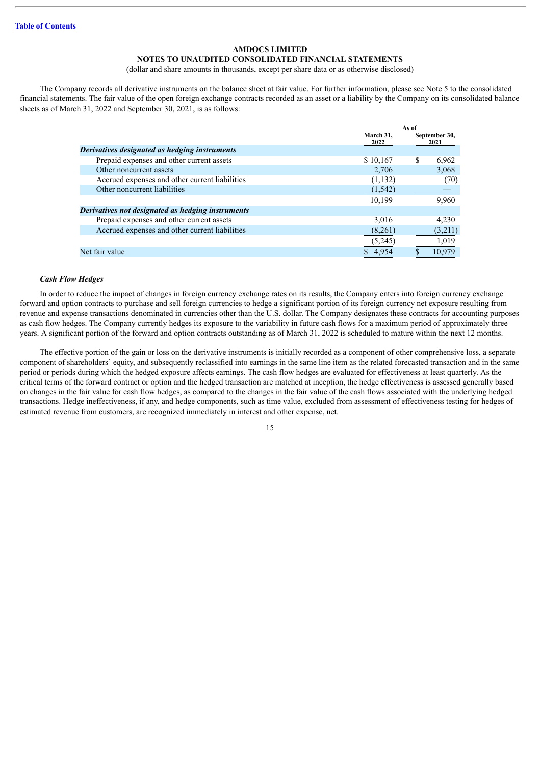AMDOCS LIMITED

NOTES TO UNAUDITED CONSOLIDATED FINANCIAL STATEMENTS

(dollar and share amounts in thousands, except per share data or as otherwise disclosed)

The Company records all derivative instruments on the balance sheet at fair value. For further information, please see Note 5 to the consolidated financial statements. The fair value of the open foreign exchange contracts recorded as an asset or a liability by the Company on its consolidated balance sheets as of March 31, 2022 and September 30, 2021, is as follows:

| | As of | |
|---|---|---|
| | March 31, 2022 | September 30, 2021 |
| ***Derivatives designated as hedging instruments*** | | |
| Prepaid expenses and other current assets | $ 10,167 | $ 6,962 |
| Other noncurrent assets | 2,706 | 3,068 |
| Accrued expenses and other current liabilities | (1,132) | (70) |
| Other noncurrent liabilities | (1,542) | — |
| | 10,199 | 9,960 |
| ***Derivatives not designated as hedging instruments*** | | |
| Prepaid expenses and other current assets | 3,016 | 4,230 |
| Accrued expenses and other current liabilities | (8,261) | (3,211) |
| | (5,245) | 1,019 |
| Net fair value | $ 4,954 | $ 10,979 |

***Cash Flow Hedges***

In order to reduce the impact of changes in foreign currency exchange rates on its results, the Company enters into foreign currency exchange forward and option contracts to purchase and sell foreign currencies to hedge a significant portion of its foreign currency net exposure resulting from revenue and expense transactions denominated in currencies other than the U.S. dollar. The Company designates these contracts for accounting purposes as cash flow hedges. The Company currently hedges its exposure to the variability in future cash flows for a maximum period of approximately three years. A significant portion of the forward and option contracts outstanding as of March 31, 2022 is scheduled to mature within the next 12 months.

The effective portion of the gain or loss on the derivative instruments is initially recorded as a component of other comprehensive loss, a separate component of shareholders' equity, and subsequently reclassified into earnings in the same line item as the related forecasted transaction and in the same period or periods during which the hedged exposure affects earnings. The cash flow hedges are evaluated for effectiveness at least quarterly. As the critical terms of the forward contract or option and the hedged transaction are matched at inception, the hedge effectiveness is assessed generally based on changes in the fair value for cash flow hedges, as compared to the changes in the fair value of the cash flows associated with the underlying hedged transactions. Hedge ineffectiveness, if any, and hedge components, such as time value, excluded from assessment of effectiveness testing for hedges of estimated revenue from customers, are recognized immediately in interest and other expense, net.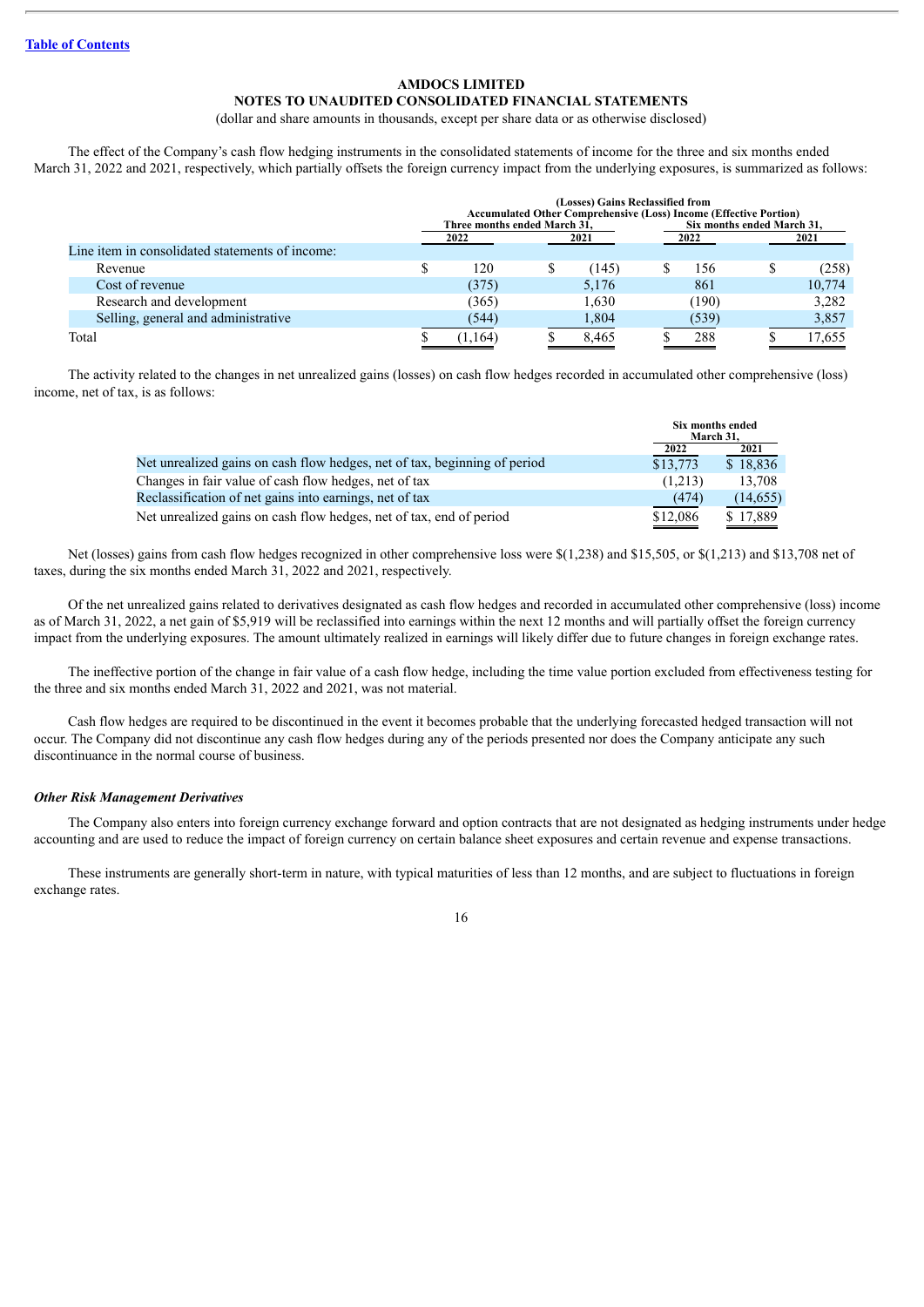[Table of Contents](#)

**AMDOCS LIMITED**
**NOTES TO UNAUDITED CONSOLIDATED FINANCIAL STATEMENTS**
(dollar and share amounts in thousands, except per share data or as otherwise disclosed)

The effect of the Company's cash flow hedging instruments in the consolidated statements of income for the three and six months ended March 31, 2022 and 2021, respectively, which partially offsets the foreign currency impact from the underlying exposures, is summarized as follows:

| | (Losses) Gains Reclassified from Accumulated Other Comprehensive (Loss) Income (Effective Portion) | | | |
|---|---|---|---|---|
| | Three months ended March 31, | | Six months ended March 31, | |
| | 2022 | 2021 | 2022 | 2021 |
| Line item in consolidated statements of income: | | | | |
| Revenue | $ 120 | $ (145) | $ 156 | $ (258) |
| Cost of revenue | (375) | 5,176 | 861 | 10,774 |
| Research and development | (365) | 1,630 | (190) | 3,282 |
| Selling, general and administrative | (544) | 1,804 | (539) | 3,857 |
| Total | $ (1,164) | $ 8,465 | $ 288 | $ 17,655 |

The activity related to the changes in net unrealized gains (losses) on cash flow hedges recorded in accumulated other comprehensive (loss) income, net of tax, is as follows:

| | Six months ended March 31, | |
|---|---|---|
| | 2022 | 2021 |
| Net unrealized gains on cash flow hedges, net of tax, beginning of period | $13,773 | $ 18,836 |
| Changes in fair value of cash flow hedges, net of tax | (1,213) | 13,708 |
| Reclassification of net gains into earnings, net of tax | (474) | (14,655) |
| Net unrealized gains on cash flow hedges, net of tax, end of period | $12,086 | $ 17,889 |

Net (losses) gains from cash flow hedges recognized in other comprehensive loss were $(1,238) and $15,505, or $(1,213) and $13,708 net of taxes, during the six months ended March 31, 2022 and 2021, respectively.

Of the net unrealized gains related to derivatives designated as cash flow hedges and recorded in accumulated other comprehensive (loss) income as of March 31, 2022, a net gain of $5,919 will be reclassified into earnings within the next 12 months and will partially offset the foreign currency impact from the underlying exposures. The amount ultimately realized in earnings will likely differ due to future changes in foreign exchange rates.

The ineffective portion of the change in fair value of a cash flow hedge, including the time value portion excluded from effectiveness testing for the three and six months ended March 31, 2022 and 2021, was not material.

Cash flow hedges are required to be discontinued in the event it becomes probable that the underlying forecasted hedged transaction will not occur. The Company did not discontinue any cash flow hedges during any of the periods presented nor does the Company anticipate any such discontinuance in the normal course of business.

***Other Risk Management Derivatives***

The Company also enters into foreign currency exchange forward and option contracts that are not designated as hedging instruments under hedge accounting and are used to reduce the impact of foreign currency on certain balance sheet exposures and certain revenue and expense transactions.

These instruments are generally short-term in nature, with typical maturities of less than 12 months, and are subject to fluctuations in foreign exchange rates.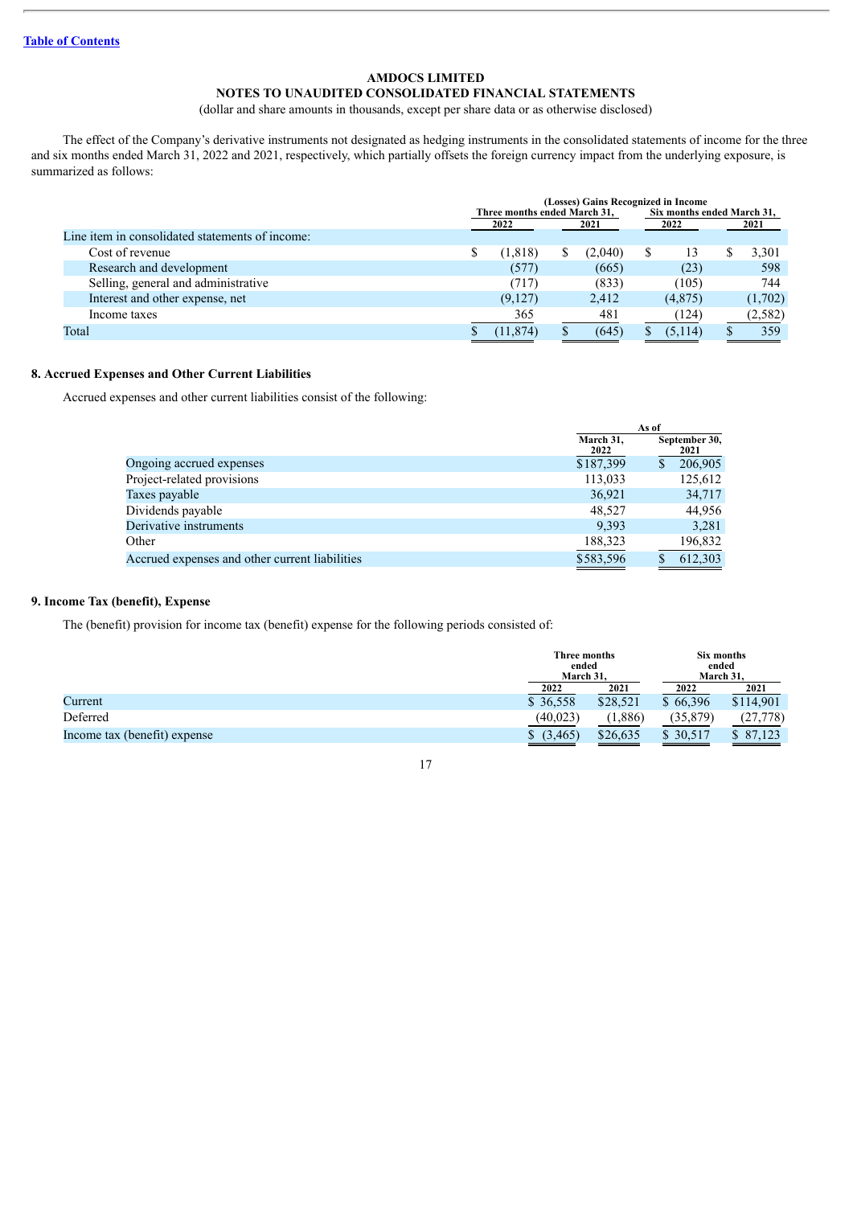[Table of Contents](#)

**AMDOCS LIMITED**
**NOTES TO UNAUDITED CONSOLIDATED FINANCIAL STATEMENTS**
(dollar and share amounts in thousands, except per share data or as otherwise disclosed)

The effect of the Company's derivative instruments not designated as hedging instruments in the consolidated statements of income for the three and six months ended March 31, 2022 and 2021, respectively, which partially offsets the foreign currency impact from the underlying exposure, is summarized as follows:

| | (Losses) Gains Recognized in Income | | | |
|---|---|---|---|---|
| | Three months ended March 31, | | Six months ended March 31, | |
| | 2022 | 2021 | 2022 | 2021 |
| Line item in consolidated statements of income: | | | | |
| Cost of revenue | $ (1,818) | $ (2,040) | $ 13 | $ 3,301 |
| Research and development | (577) | (665) | (23) | 598 |
| Selling, general and administrative | (717) | (833) | (105) | 744 |
| Interest and other expense, net | (9,127) | 2,412 | (4,875) | (1,702) |
| Income taxes | 365 | 481 | (124) | (2,582) |
| Total | $ (11,874) | $ (645) | $ (5,114) | $ 359 |

## 8. Accrued Expenses and Other Current Liabilities

Accrued expenses and other current liabilities consist of the following:

| | As of | |
|---|---|---|
| | March 31, 2022 | September 30, 2021 |
| Ongoing accrued expenses | $187,399 | $ 206,905 |
| Project-related provisions | 113,033 | 125,612 |
| Taxes payable | 36,921 | 34,717 |
| Dividends payable | 48,527 | 44,956 |
| Derivative instruments | 9,393 | 3,281 |
| Other | 188,323 | 196,832 |
| Accrued expenses and other current liabilities | $583,596 | $ 612,303 |

## 9. Income Tax (benefit), Expense

The (benefit) provision for income tax (benefit) expense for the following periods consisted of:

| | Three months ended March 31, | | Six months ended March 31, | |
|---|---|---|---|---|
| | 2022 | 2021 | 2022 | 2021 |
| Current | $ 36,558 | $28,521 | $ 66,396 | $114,901 |
| Deferred | (40,023) | (1,886) | (35,879) | (27,778) |
| Income tax (benefit) expense | $ (3,465) | $26,635 | $ 30,517 | $ 87,123 |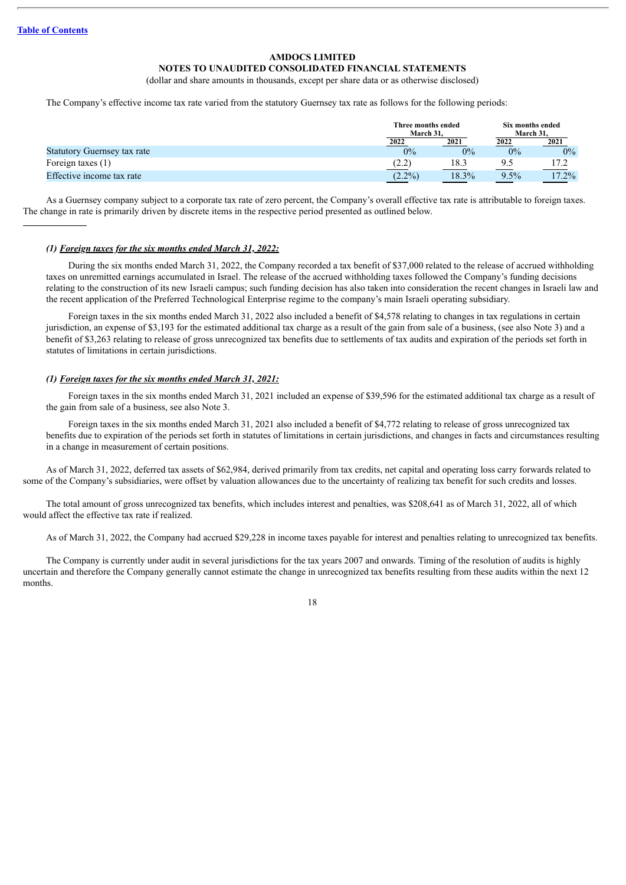Table of Contents

**AMDOCS LIMITED**
**NOTES TO UNAUDITED CONSOLIDATED FINANCIAL STATEMENTS**
(dollar and share amounts in thousands, except per share data or as otherwise disclosed)

The Company's effective income tax rate varied from the statutory Guernsey tax rate as follows for the following periods:

| | Three months ended March 31, | | Six months ended March 31, | |
|---|---|---|---|---|
| | 2022 | 2021 | 2022 | 2021 |
| Statutory Guernsey tax rate | 0% | 0% | 0% | 0% |
| Foreign taxes (1) | (2.2) | 18.3 | 9.5 | 17.2 |
| Effective income tax rate | (2.2%) | 18.3% | 9.5% | 17.2% |

As a Guernsey company subject to a corporate tax rate of zero percent, the Company's overall effective tax rate is attributable to foreign taxes. The change in rate is primarily driven by discrete items in the respective period presented as outlined below.

---

***(1) Foreign taxes for the six months ended March 31, 2022:***

During the six months ended March 31, 2022, the Company recorded a tax benefit of $37,000 related to the release of accrued withholding taxes on unremitted earnings accumulated in Israel. The release of the accrued withholding taxes followed the Company's funding decisions relating to the construction of its new Israeli campus; such funding decision has also taken into consideration the recent changes in Israeli law and the recent application of the Preferred Technological Enterprise regime to the company's main Israeli operating subsidiary.

Foreign taxes in the six months ended March 31, 2022 also included a benefit of $4,578 relating to changes in tax regulations in certain jurisdiction, an expense of $3,193 for the estimated additional tax charge as a result of the gain from sale of a business, (see also Note 3) and a benefit of $3,263 relating to release of gross unrecognized tax benefits due to settlements of tax audits and expiration of the periods set forth in statutes of limitations in certain jurisdictions.

***(1) Foreign taxes for the six months ended March 31, 2021:***

Foreign taxes in the six months ended March 31, 2021 included an expense of $39,596 for the estimated additional tax charge as a result of the gain from sale of a business, see also Note 3.

Foreign taxes in the six months ended March 31, 2021 also included a benefit of $4,772 relating to release of gross unrecognized tax benefits due to expiration of the periods set forth in statutes of limitations in certain jurisdictions, and changes in facts and circumstances resulting in a change in measurement of certain positions.

As of March 31, 2022, deferred tax assets of $62,984, derived primarily from tax credits, net capital and operating loss carry forwards related to some of the Company's subsidiaries, were offset by valuation allowances due to the uncertainty of realizing tax benefit for such credits and losses.

The total amount of gross unrecognized tax benefits, which includes interest and penalties, was $208,641 as of March 31, 2022, all of which would affect the effective tax rate if realized.

As of March 31, 2022, the Company had accrued $29,228 in income taxes payable for interest and penalties relating to unrecognized tax benefits.

The Company is currently under audit in several jurisdictions for the tax years 2007 and onwards. Timing of the resolution of audits is highly uncertain and therefore the Company generally cannot estimate the change in unrecognized tax benefits resulting from these audits within the next 12 months.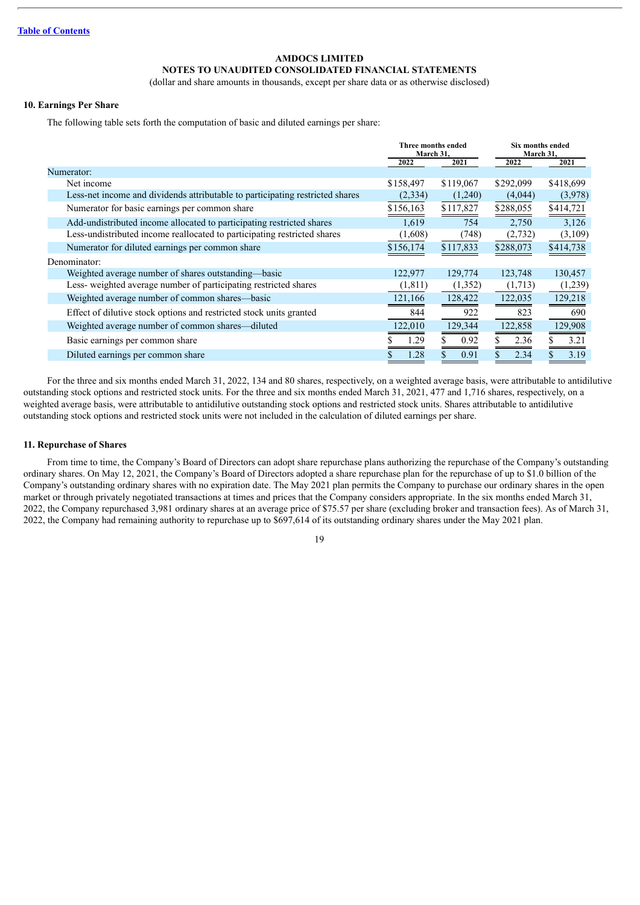[Table of Contents](#)

**AMDOCS LIMITED**
**NOTES TO UNAUDITED CONSOLIDATED FINANCIAL STATEMENTS**
(dollar and share amounts in thousands, except per share data or as otherwise disclosed)

### 10. Earnings Per Share

The following table sets forth the computation of basic and diluted earnings per share:

| | Three months ended March 31, | | Six months ended March 31, | |
|---|---|---|---|---|
| | 2022 | 2021 | 2022 | 2021 |
| Numerator: | | | | |
| Net income | $158,497 | $119,067 | $292,099 | $418,699 |
| Less-net income and dividends attributable to participating restricted shares | (2,334) | (1,240) | (4,044) | (3,978) |
| Numerator for basic earnings per common share | $156,163 | $117,827 | $288,055 | $414,721 |
| Add-undistributed income allocated to participating restricted shares | 1,619 | 754 | 2,750 | 3,126 |
| Less-undistributed income reallocated to participating restricted shares | (1,608) | (748) | (2,732) | (3,109) |
| Numerator for diluted earnings per common share | $156,174 | $117,833 | $288,073 | $414,738 |
| Denominator: | | | | |
| Weighted average number of shares outstanding—basic | 122,977 | 129,774 | 123,748 | 130,457 |
| Less- weighted average number of participating restricted shares | (1,811) | (1,352) | (1,713) | (1,239) |
| Weighted average number of common shares—basic | 121,166 | 128,422 | 122,035 | 129,218 |
| Effect of dilutive stock options and restricted stock units granted | 844 | 922 | 823 | 690 |
| Weighted average number of common shares—diluted | 122,010 | 129,344 | 122,858 | 129,908 |
| Basic earnings per common share | $ 1.29 | $ 0.92 | $ 2.36 | $ 3.21 |
| Diluted earnings per common share | $ 1.28 | $ 0.91 | $ 2.34 | $ 3.19 |

For the three and six months ended March 31, 2022, 134 and 80 shares, respectively, on a weighted average basis, were attributable to antidilutive outstanding stock options and restricted stock units. For the three and six months ended March 31, 2021, 477 and 1,716 shares, respectively, on a weighted average basis, were attributable to antidilutive outstanding stock options and restricted stock units. Shares attributable to antidilutive outstanding stock options and restricted stock units were not included in the calculation of diluted earnings per share.

### 11. Repurchase of Shares

From time to time, the Company's Board of Directors can adopt share repurchase plans authorizing the repurchase of the Company's outstanding ordinary shares. On May 12, 2021, the Company's Board of Directors adopted a share repurchase plan for the repurchase of up to $1.0 billion of the Company's outstanding ordinary shares with no expiration date. The May 2021 plan permits the Company to purchase our ordinary shares in the open market or through privately negotiated transactions at times and prices that the Company considers appropriate. In the six months ended March 31, 2022, the Company repurchased 3,981 ordinary shares at an average price of $75.57 per share (excluding broker and transaction fees). As of March 31, 2022, the Company had remaining authority to repurchase up to $697,614 of its outstanding ordinary shares under the May 2021 plan.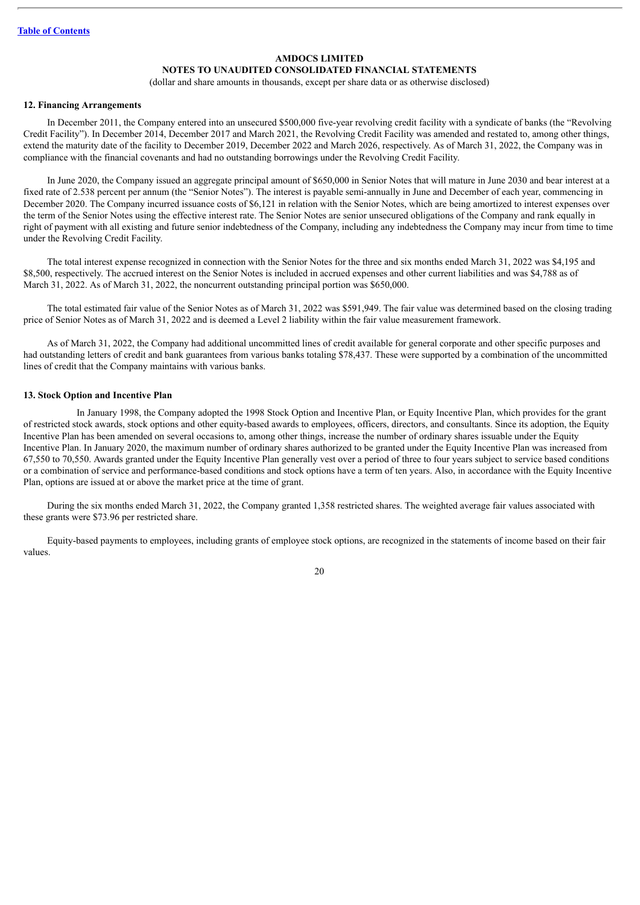**AMDOCS LIMITED**

**NOTES TO UNAUDITED CONSOLIDATED FINANCIAL STATEMENTS**

(dollar and share amounts in thousands, except per share data or as otherwise disclosed)

**12. Financing Arrangements**

In December 2011, the Company entered into an unsecured $500,000 five-year revolving credit facility with a syndicate of banks (the "Revolving Credit Facility"). In December 2014, December 2017 and March 2021, the Revolving Credit Facility was amended and restated to, among other things, extend the maturity date of the facility to December 2019, December 2022 and March 2026, respectively. As of March 31, 2022, the Company was in compliance with the financial covenants and had no outstanding borrowings under the Revolving Credit Facility.

In June 2020, the Company issued an aggregate principal amount of $650,000 in Senior Notes that will mature in June 2030 and bear interest at a fixed rate of 2.538 percent per annum (the "Senior Notes"). The interest is payable semi-annually in June and December of each year, commencing in December 2020. The Company incurred issuance costs of $6,121 in relation with the Senior Notes, which are being amortized to interest expenses over the term of the Senior Notes using the effective interest rate. The Senior Notes are senior unsecured obligations of the Company and rank equally in right of payment with all existing and future senior indebtedness of the Company, including any indebtedness the Company may incur from time to time under the Revolving Credit Facility.

The total interest expense recognized in connection with the Senior Notes for the three and six months ended March 31, 2022 was $4,195 and $8,500, respectively. The accrued interest on the Senior Notes is included in accrued expenses and other current liabilities and was $4,788 as of March 31, 2022. As of March 31, 2022, the noncurrent outstanding principal portion was $650,000.

The total estimated fair value of the Senior Notes as of March 31, 2022 was $591,949. The fair value was determined based on the closing trading price of Senior Notes as of March 31, 2022 and is deemed a Level 2 liability within the fair value measurement framework.

As of March 31, 2022, the Company had additional uncommitted lines of credit available for general corporate and other specific purposes and had outstanding letters of credit and bank guarantees from various banks totaling $78,437. These were supported by a combination of the uncommitted lines of credit that the Company maintains with various banks.

**13. Stock Option and Incentive Plan**

In January 1998, the Company adopted the 1998 Stock Option and Incentive Plan, or Equity Incentive Plan, which provides for the grant of restricted stock awards, stock options and other equity-based awards to employees, officers, directors, and consultants. Since its adoption, the Equity Incentive Plan has been amended on several occasions to, among other things, increase the number of ordinary shares issuable under the Equity Incentive Plan. In January 2020, the maximum number of ordinary shares authorized to be granted under the Equity Incentive Plan was increased from 67,550 to 70,550. Awards granted under the Equity Incentive Plan generally vest over a period of three to four years subject to service based conditions or a combination of service and performance-based conditions and stock options have a term of ten years. Also, in accordance with the Equity Incentive Plan, options are issued at or above the market price at the time of grant.

During the six months ended March 31, 2022, the Company granted 1,358 restricted shares. The weighted average fair values associated with these grants were $73.96 per restricted share.

Equity-based payments to employees, including grants of employee stock options, are recognized in the statements of income based on their fair values.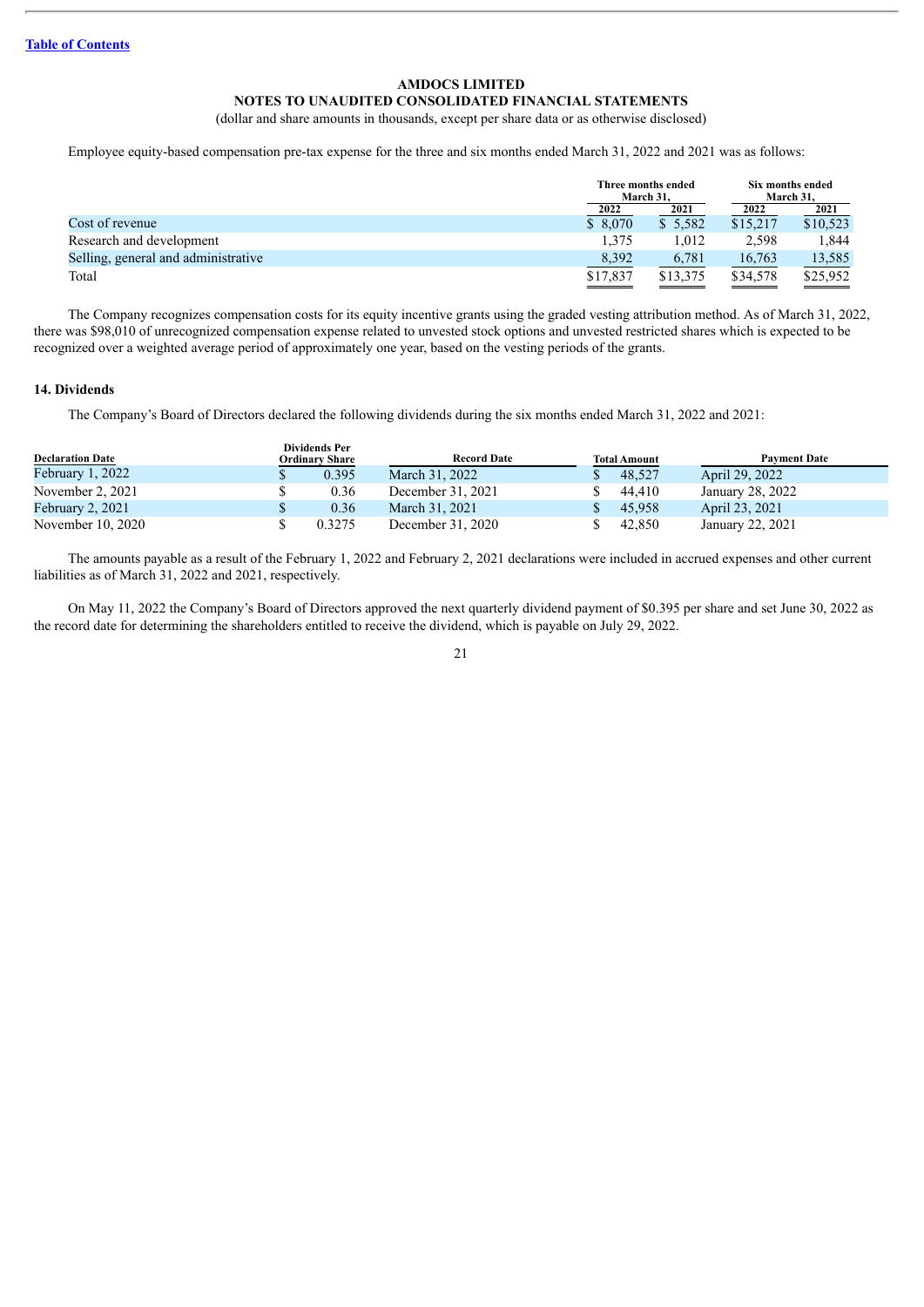**AMDOCS LIMITED**

**NOTES TO UNAUDITED CONSOLIDATED FINANCIAL STATEMENTS**

(dollar and share amounts in thousands, except per share data or as otherwise disclosed)

Employee equity-based compensation pre-tax expense for the three and six months ended March 31, 2022 and 2021 was as follows:

| | Three months ended March 31, | | Six months ended March 31, | |
|---|---|---|---|---|
| | 2022 | 2021 | 2022 | 2021 |
| Cost of revenue | $ 8,070 | $ 5,582 | $15,217 | $10,523 |
| Research and development | 1,375 | 1,012 | 2,598 | 1,844 |
| Selling, general and administrative | 8,392 | 6,781 | 16,763 | 13,585 |
| Total | $17,837 | $13,375 | $34,578 | $25,952 |

The Company recognizes compensation costs for its equity incentive grants using the graded vesting attribution method. As of March 31, 2022, there was $98,010 of unrecognized compensation expense related to unvested stock options and unvested restricted shares which is expected to be recognized over a weighted average period of approximately one year, based on the vesting periods of the grants.

## 14. Dividends

The Company's Board of Directors declared the following dividends during the six months ended March 31, 2022 and 2021:

| Declaration Date | Dividends Per Ordinary Share | Record Date | Total Amount | Payment Date |
|---|---|---|---|---|
| February 1, 2022 | $ 0.395 | March 31, 2022 | $ 48,527 | April 29, 2022 |
| November 2, 2021 | $ 0.36 | December 31, 2021 | $ 44,410 | January 28, 2022 |
| February 2, 2021 | $ 0.36 | March 31, 2021 | $ 45,958 | April 23, 2021 |
| November 10, 2020 | $ 0.3275 | December 31, 2020 | $ 42,850 | January 22, 2021 |

The amounts payable as a result of the February 1, 2022 and February 2, 2021 declarations were included in accrued expenses and other current liabilities as of March 31, 2022 and 2021, respectively.

On May 11, 2022 the Company's Board of Directors approved the next quarterly dividend payment of $0.395 per share and set June 30, 2022 as the record date for determining the shareholders entitled to receive the dividend, which is payable on July 29, 2022.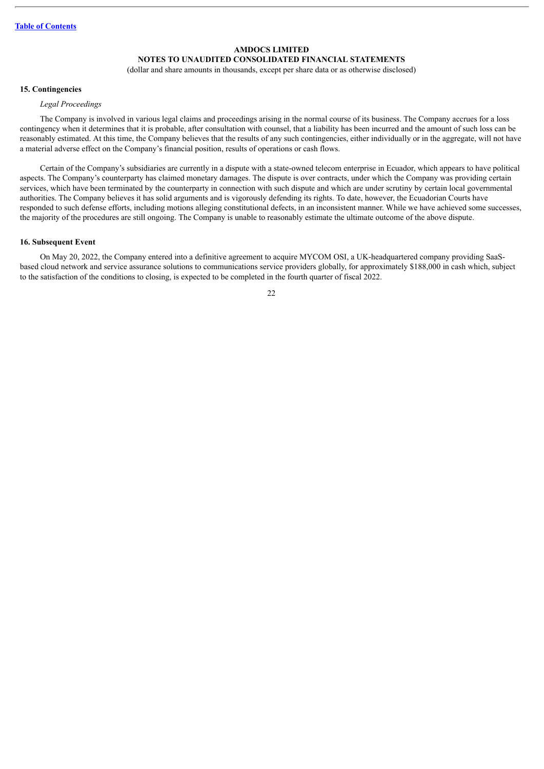**AMDOCS LIMITED**
**NOTES TO UNAUDITED CONSOLIDATED FINANCIAL STATEMENTS**
(dollar and share amounts in thousands, except per share data or as otherwise disclosed)

### 15. Contingencies

*Legal Proceedings*

The Company is involved in various legal claims and proceedings arising in the normal course of its business. The Company accrues for a loss contingency when it determines that it is probable, after consultation with counsel, that a liability has been incurred and the amount of such loss can be reasonably estimated. At this time, the Company believes that the results of any such contingencies, either individually or in the aggregate, will not have a material adverse effect on the Company's financial position, results of operations or cash flows.

Certain of the Company's subsidiaries are currently in a dispute with a state-owned telecom enterprise in Ecuador, which appears to have political aspects. The Company's counterparty has claimed monetary damages. The dispute is over contracts, under which the Company was providing certain services, which have been terminated by the counterparty in connection with such dispute and which are under scrutiny by certain local governmental authorities. The Company believes it has solid arguments and is vigorously defending its rights. To date, however, the Ecuadorian Courts have responded to such defense efforts, including motions alleging constitutional defects, in an inconsistent manner. While we have achieved some successes, the majority of the procedures are still ongoing. The Company is unable to reasonably estimate the ultimate outcome of the above dispute.

### 16. Subsequent Event

On May 20, 2022, the Company entered into a definitive agreement to acquire MYCOM OSI, a UK-headquartered company providing SaaS-based cloud network and service assurance solutions to communications service providers globally, for approximately $188,000 in cash which, subject to the satisfaction of the conditions to closing, is expected to be completed in the fourth quarter of fiscal 2022.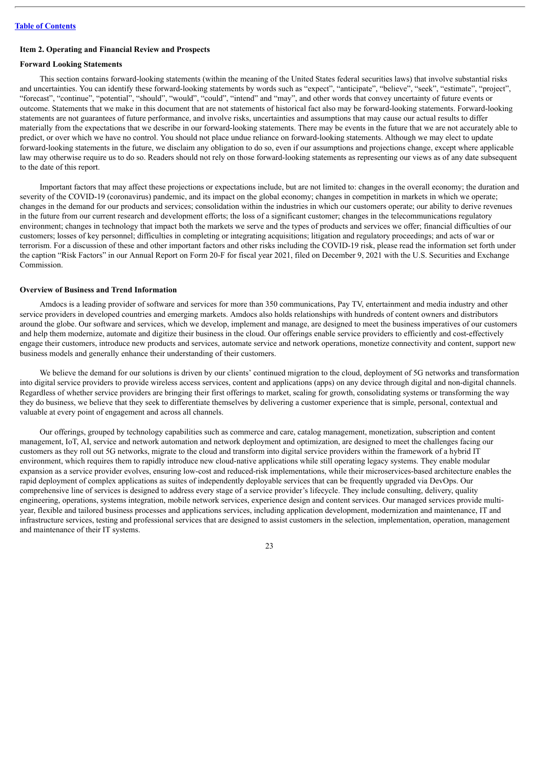## Item 2. Operating and Financial Review and Prospects

### Forward Looking Statements

This section contains forward-looking statements (within the meaning of the United States federal securities laws) that involve substantial risks and uncertainties. You can identify these forward-looking statements by words such as "expect", "anticipate", "believe", "seek", "estimate", "project", "forecast", "continue", "potential", "should", "would", "could", "intend" and "may", and other words that convey uncertainty of future events or outcome. Statements that we make in this document that are not statements of historical fact also may be forward-looking statements. Forward-looking statements are not guarantees of future performance, and involve risks, uncertainties and assumptions that may cause our actual results to differ materially from the expectations that we describe in our forward-looking statements. There may be events in the future that we are not accurately able to predict, or over which we have no control. You should not place undue reliance on forward-looking statements. Although we may elect to update forward-looking statements in the future, we disclaim any obligation to do so, even if our assumptions and projections change, except where applicable law may otherwise require us to do so. Readers should not rely on those forward-looking statements as representing our views as of any date subsequent to the date of this report.

Important factors that may affect these projections or expectations include, but are not limited to: changes in the overall economy; the duration and severity of the COVID-19 (coronavirus) pandemic, and its impact on the global economy; changes in competition in markets in which we operate; changes in the demand for our products and services; consolidation within the industries in which our customers operate; our ability to derive revenues in the future from our current research and development efforts; the loss of a significant customer; changes in the telecommunications regulatory environment; changes in technology that impact both the markets we serve and the types of products and services we offer; financial difficulties of our customers; losses of key personnel; difficulties in completing or integrating acquisitions; litigation and regulatory proceedings; and acts of war or terrorism. For a discussion of these and other important factors and other risks including the COVID-19 risk, please read the information set forth under the caption "Risk Factors" in our Annual Report on Form 20-F for fiscal year 2021, filed on December 9, 2021 with the U.S. Securities and Exchange Commission.

### Overview of Business and Trend Information

Amdocs is a leading provider of software and services for more than 350 communications, Pay TV, entertainment and media industry and other service providers in developed countries and emerging markets. Amdocs also holds relationships with hundreds of content owners and distributors around the globe. Our software and services, which we develop, implement and manage, are designed to meet the business imperatives of our customers and help them modernize, automate and digitize their business in the cloud. Our offerings enable service providers to efficiently and cost-effectively engage their customers, introduce new products and services, automate service and network operations, monetize connectivity and content, support new business models and generally enhance their understanding of their customers.

We believe the demand for our solutions is driven by our clients' continued migration to the cloud, deployment of 5G networks and transformation into digital service providers to provide wireless access services, content and applications (apps) on any device through digital and non-digital channels. Regardless of whether service providers are bringing their first offerings to market, scaling for growth, consolidating systems or transforming the way they do business, we believe that they seek to differentiate themselves by delivering a customer experience that is simple, personal, contextual and valuable at every point of engagement and across all channels.

Our offerings, grouped by technology capabilities such as commerce and care, catalog management, monetization, subscription and content management, IoT, AI, service and network automation and network deployment and optimization, are designed to meet the challenges facing our customers as they roll out 5G networks, migrate to the cloud and transform into digital service providers within the framework of a hybrid IT environment, which requires them to rapidly introduce new cloud-native applications while still operating legacy systems. They enable modular expansion as a service provider evolves, ensuring low-cost and reduced-risk implementations, while their microservices-based architecture enables the rapid deployment of complex applications as suites of independently deployable services that can be frequently upgraded via DevOps. Our comprehensive line of services is designed to address every stage of a service provider's lifecycle. They include consulting, delivery, quality engineering, operations, systems integration, mobile network services, experience design and content services. Our managed services provide multi-year, flexible and tailored business processes and applications services, including application development, modernization and maintenance, IT and infrastructure services, testing and professional services that are designed to assist customers in the selection, implementation, operation, management and maintenance of their IT systems.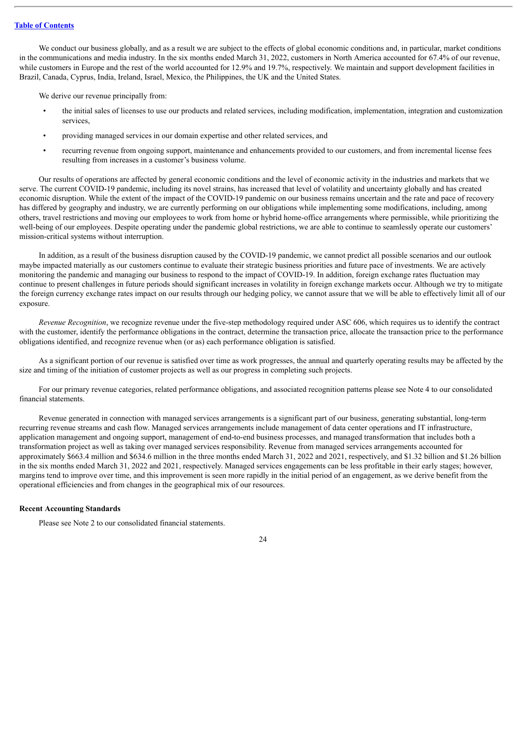We conduct our business globally, and as a result we are subject to the effects of global economic conditions and, in particular, market conditions in the communications and media industry. In the six months ended March 31, 2022, customers in North America accounted for 67.4% of our revenue, while customers in Europe and the rest of the world accounted for 12.9% and 19.7%, respectively. We maintain and support development facilities in Brazil, Canada, Cyprus, India, Ireland, Israel, Mexico, the Philippines, the UK and the United States.

We derive our revenue principally from:

- the initial sales of licenses to use our products and related services, including modification, implementation, integration and customization services,
- providing managed services in our domain expertise and other related services, and
- recurring revenue from ongoing support, maintenance and enhancements provided to our customers, and from incremental license fees resulting from increases in a customer's business volume.

Our results of operations are affected by general economic conditions and the level of economic activity in the industries and markets that we serve. The current COVID-19 pandemic, including its novel strains, has increased that level of volatility and uncertainty globally and has created economic disruption. While the extent of the impact of the COVID-19 pandemic on our business remains uncertain and the rate and pace of recovery has differed by geography and industry, we are currently performing on our obligations while implementing some modifications, including, among others, travel restrictions and moving our employees to work from home or hybrid home-office arrangements where permissible, while prioritizing the well-being of our employees. Despite operating under the pandemic global restrictions, we are able to continue to seamlessly operate our customers' mission-critical systems without interruption.

In addition, as a result of the business disruption caused by the COVID-19 pandemic, we cannot predict all possible scenarios and our outlook maybe impacted materially as our customers continue to evaluate their strategic business priorities and future pace of investments. We are actively monitoring the pandemic and managing our business to respond to the impact of COVID-19. In addition, foreign exchange rates fluctuation may continue to present challenges in future periods should significant increases in volatility in foreign exchange markets occur. Although we try to mitigate the foreign currency exchange rates impact on our results through our hedging policy, we cannot assure that we will be able to effectively limit all of our exposure.

*Revenue Recognition*, we recognize revenue under the five-step methodology required under ASC 606, which requires us to identify the contract with the customer, identify the performance obligations in the contract, determine the transaction price, allocate the transaction price to the performance obligations identified, and recognize revenue when (or as) each performance obligation is satisfied.

As a significant portion of our revenue is satisfied over time as work progresses, the annual and quarterly operating results may be affected by the size and timing of the initiation of customer projects as well as our progress in completing such projects.

For our primary revenue categories, related performance obligations, and associated recognition patterns please see Note 4 to our consolidated financial statements.

Revenue generated in connection with managed services arrangements is a significant part of our business, generating substantial, long-term recurring revenue streams and cash flow. Managed services arrangements include management of data center operations and IT infrastructure, application management and ongoing support, management of end-to-end business processes, and managed transformation that includes both a transformation project as well as taking over managed services responsibility. Revenue from managed services arrangements accounted for approximately $663.4 million and $634.6 million in the three months ended March 31, 2022 and 2021, respectively, and $1.32 billion and $1.26 billion in the six months ended March 31, 2022 and 2021, respectively. Managed services engagements can be less profitable in their early stages; however, margins tend to improve over time, and this improvement is seen more rapidly in the initial period of an engagement, as we derive benefit from the operational efficiencies and from changes in the geographical mix of our resources.

**Recent Accounting Standards**

Please see Note 2 to our consolidated financial statements.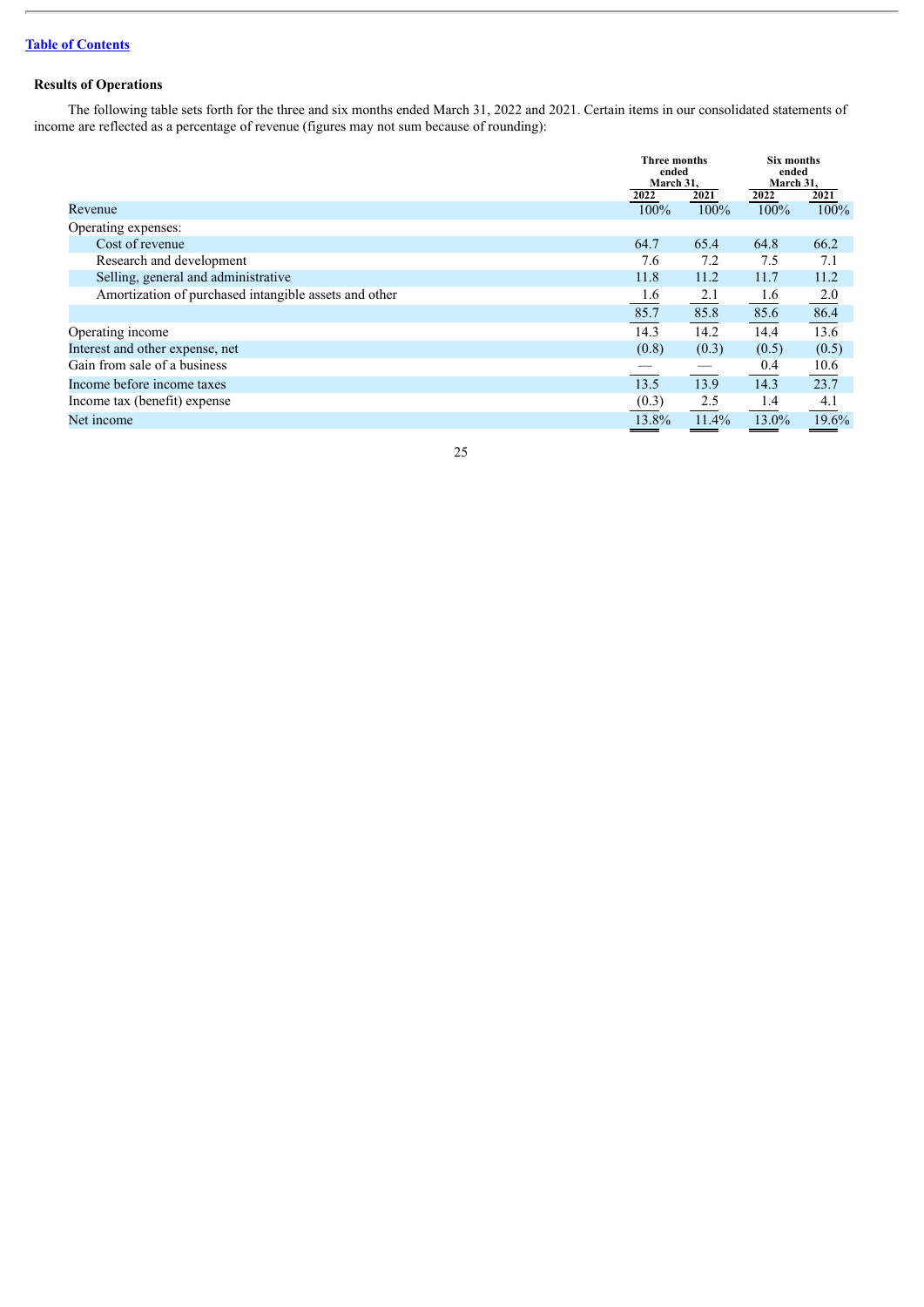## Results of Operations

The following table sets forth for the three and six months ended March 31, 2022 and 2021. Certain items in our consolidated statements of income are reflected as a percentage of revenue (figures may not sum because of rounding):

| | Three months ended March 31, | | Six months ended March 31, | |
|---|---|---|---|---|
| | 2022 | 2021 | 2022 | 2021 |
| Revenue | 100% | 100% | 100% | 100% |
| Operating expenses: | | | | |
| Cost of revenue | 64.7 | 65.4 | 64.8 | 66.2 |
| Research and development | 7.6 | 7.2 | 7.5 | 7.1 |
| Selling, general and administrative | 11.8 | 11.2 | 11.7 | 11.2 |
| Amortization of purchased intangible assets and other | 1.6 | 2.1 | 1.6 | 2.0 |
| | 85.7 | 85.8 | 85.6 | 86.4 |
| Operating income | 14.3 | 14.2 | 14.4 | 13.6 |
| Interest and other expense, net | (0.8) | (0.3) | (0.5) | (0.5) |
| Gain from sale of a business | — | — | 0.4 | 10.6 |
| Income before income taxes | 13.5 | 13.9 | 14.3 | 23.7 |
| Income tax (benefit) expense | (0.3) | 2.5 | 1.4 | 4.1 |
| Net income | 13.8% | 11.4% | 13.0% | 19.6% |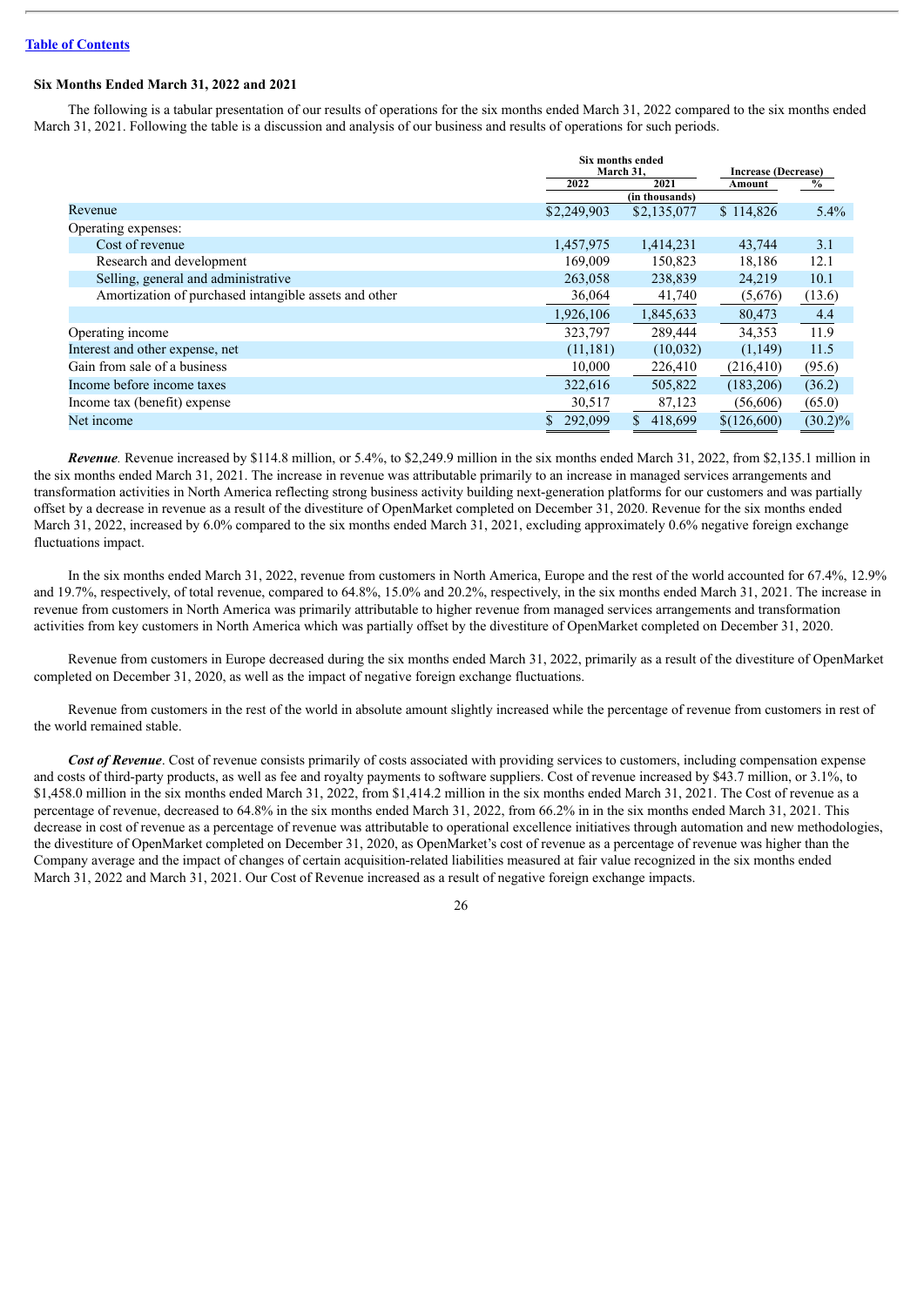[Table of Contents](#)

### Six Months Ended March 31, 2022 and 2021

The following is a tabular presentation of our results of operations for the six months ended March 31, 2022 compared to the six months ended March 31, 2021. Following the table is a discussion and analysis of our business and results of operations for such periods.

| | Six months ended March 31, | | Increase (Decrease) | |
|---|---|---|---|---|
| | 2022 | 2021 | Amount | % |
| | (in thousands) | | | |
| Revenue | $2,249,903 | $2,135,077 | $ 114,826 | 5.4% |
| Operating expenses: | | | | |
| Cost of revenue | 1,457,975 | 1,414,231 | 43,744 | 3.1 |
| Research and development | 169,009 | 150,823 | 18,186 | 12.1 |
| Selling, general and administrative | 263,058 | 238,839 | 24,219 | 10.1 |
| Amortization of purchased intangible assets and other | 36,064 | 41,740 | (5,676) | (13.6) |
| | 1,926,106 | 1,845,633 | 80,473 | 4.4 |
| Operating income | 323,797 | 289,444 | 34,353 | 11.9 |
| Interest and other expense, net | (11,181) | (10,032) | (1,149) | 11.5 |
| Gain from sale of a business | 10,000 | 226,410 | (216,410) | (95.6) |
| Income before income taxes | 322,616 | 505,822 | (183,206) | (36.2) |
| Income tax (benefit) expense | 30,517 | 87,123 | (56,606) | (65.0) |
| Net income | $ 292,099 | $ 418,699 | $(126,600) | (30.2)% |

***Revenue***. Revenue increased by $114.8 million, or 5.4%, to $2,249.9 million in the six months ended March 31, 2022, from $2,135.1 million in the six months ended March 31, 2021. The increase in revenue was attributable primarily to an increase in managed services arrangements and transformation activities in North America reflecting strong business activity building next-generation platforms for our customers and was partially offset by a decrease in revenue as a result of the divestiture of OpenMarket completed on December 31, 2020. Revenue for the six months ended March 31, 2022, increased by 6.0% compared to the six months ended March 31, 2021, excluding approximately 0.6% negative foreign exchange fluctuations impact.

In the six months ended March 31, 2022, revenue from customers in North America, Europe and the rest of the world accounted for 67.4%, 12.9% and 19.7%, respectively, of total revenue, compared to 64.8%, 15.0% and 20.2%, respectively, in the six months ended March 31, 2021. The increase in revenue from customers in North America was primarily attributable to higher revenue from managed services arrangements and transformation activities from key customers in North America which was partially offset by the divestiture of OpenMarket completed on December 31, 2020.

Revenue from customers in Europe decreased during the six months ended March 31, 2022, primarily as a result of the divestiture of OpenMarket completed on December 31, 2020, as well as the impact of negative foreign exchange fluctuations.

Revenue from customers in the rest of the world in absolute amount slightly increased while the percentage of revenue from customers in rest of the world remained stable.

***Cost of Revenue***. Cost of revenue consists primarily of costs associated with providing services to customers, including compensation expense and costs of third-party products, as well as fee and royalty payments to software suppliers. Cost of revenue increased by $43.7 million, or 3.1%, to $1,458.0 million in the six months ended March 31, 2022, from $1,414.2 million in the six months ended March 31, 2021. The Cost of revenue as a percentage of revenue, decreased to 64.8% in the six months ended March 31, 2022, from 66.2% in in the six months ended March 31, 2021. This decrease in cost of revenue as a percentage of revenue was attributable to operational excellence initiatives through automation and new methodologies, the divestiture of OpenMarket completed on December 31, 2020, as OpenMarket's cost of revenue as a percentage of revenue was higher than the Company average and the impact of changes of certain acquisition-related liabilities measured at fair value recognized in the six months ended March 31, 2022 and March 31, 2021. Our Cost of Revenue increased as a result of negative foreign exchange impacts.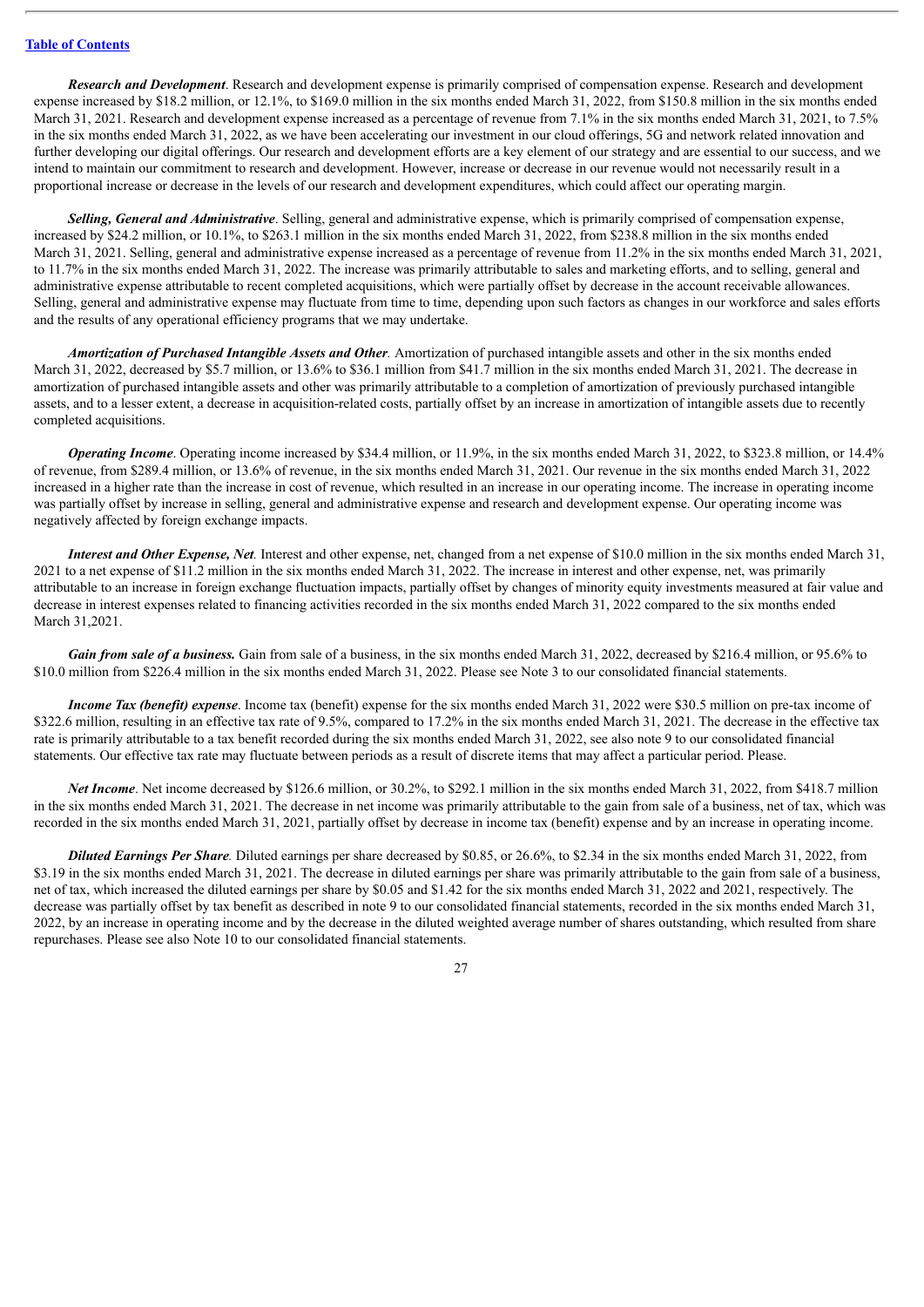[Table of Contents](#)

***Research and Development***. Research and development expense is primarily comprised of compensation expense. Research and development expense increased by $18.2 million, or 12.1%, to $169.0 million in the six months ended March 31, 2022, from $150.8 million in the six months ended March 31, 2021. Research and development expense increased as a percentage of revenue from 7.1% in the six months ended March 31, 2021, to 7.5% in the six months ended March 31, 2022, as we have been accelerating our investment in our cloud offerings, 5G and network related innovation and further developing our digital offerings. Our research and development efforts are a key element of our strategy and are essential to our success, and we intend to maintain our commitment to research and development. However, increase or decrease in our revenue would not necessarily result in a proportional increase or decrease in the levels of our research and development expenditures, which could affect our operating margin.

***Selling, General and Administrative***. Selling, general and administrative expense, which is primarily comprised of compensation expense, increased by $24.2 million, or 10.1%, to $263.1 million in the six months ended March 31, 2022, from $238.8 million in the six months ended March 31, 2021. Selling, general and administrative expense increased as a percentage of revenue from 11.2% in the six months ended March 31, 2021, to 11.7% in the six months ended March 31, 2022. The increase was primarily attributable to sales and marketing efforts, and to selling, general and administrative expense attributable to recent completed acquisitions, which were partially offset by decrease in the account receivable allowances. Selling, general and administrative expense may fluctuate from time to time, depending upon such factors as changes in our workforce and sales efforts and the results of any operational efficiency programs that we may undertake.

***Amortization of Purchased Intangible Assets and Other.*** Amortization of purchased intangible assets and other in the six months ended March 31, 2022, decreased by $5.7 million, or 13.6% to $36.1 million from $41.7 million in the six months ended March 31, 2021. The decrease in amortization of purchased intangible assets and other was primarily attributable to a completion of amortization of previously purchased intangible assets, and to a lesser extent, a decrease in acquisition-related costs, partially offset by an increase in amortization of intangible assets due to recently completed acquisitions.

***Operating Income***. Operating income increased by $34.4 million, or 11.9%, in the six months ended March 31, 2022, to $323.8 million, or 14.4% of revenue, from $289.4 million, or 13.6% of revenue, in the six months ended March 31, 2021. Our revenue in the six months ended March 31, 2022 increased in a higher rate than the increase in cost of revenue, which resulted in an increase in our operating income. The increase in operating income was partially offset by increase in selling, general and administrative expense and research and development expense. Our operating income was negatively affected by foreign exchange impacts.

***Interest and Other Expense, Net.*** Interest and other expense, net, changed from a net expense of $10.0 million in the six months ended March 31, 2021 to a net expense of $11.2 million in the six months ended March 31, 2022. The increase in interest and other expense, net, was primarily attributable to an increase in foreign exchange fluctuation impacts, partially offset by changes of minority equity investments measured at fair value and decrease in interest expenses related to financing activities recorded in the six months ended March 31, 2022 compared to the six months ended March 31,2021.

***Gain from sale of a business.*** Gain from sale of a business, in the six months ended March 31, 2022, decreased by $216.4 million, or 95.6% to $10.0 million from $226.4 million in the six months ended March 31, 2022. Please see Note 3 to our consolidated financial statements.

***Income Tax (benefit) expense***. Income tax (benefit) expense for the six months ended March 31, 2022 were $30.5 million on pre-tax income of $322.6 million, resulting in an effective tax rate of 9.5%, compared to 17.2% in the six months ended March 31, 2021. The decrease in the effective tax rate is primarily attributable to a tax benefit recorded during the six months ended March 31, 2022, see also note 9 to our consolidated financial statements. Our effective tax rate may fluctuate between periods as a result of discrete items that may affect a particular period. Please.

***Net Income***. Net income decreased by $126.6 million, or 30.2%, to $292.1 million in the six months ended March 31, 2022, from $418.7 million in the six months ended March 31, 2021. The decrease in net income was primarily attributable to the gain from sale of a business, net of tax, which was recorded in the six months ended March 31, 2021, partially offset by decrease in income tax (benefit) expense and by an increase in operating income.

***Diluted Earnings Per Share.*** Diluted earnings per share decreased by $0.85, or 26.6%, to $2.34 in the six months ended March 31, 2022, from $3.19 in the six months ended March 31, 2021. The decrease in diluted earnings per share was primarily attributable to the gain from sale of a business, net of tax, which increased the diluted earnings per share by $0.05 and $1.42 for the six months ended March 31, 2022 and 2021, respectively. The decrease was partially offset by tax benefit as described in note 9 to our consolidated financial statements, recorded in the six months ended March 31, 2022, by an increase in operating income and by the decrease in the diluted weighted average number of shares outstanding, which resulted from share repurchases. Please see also Note 10 to our consolidated financial statements.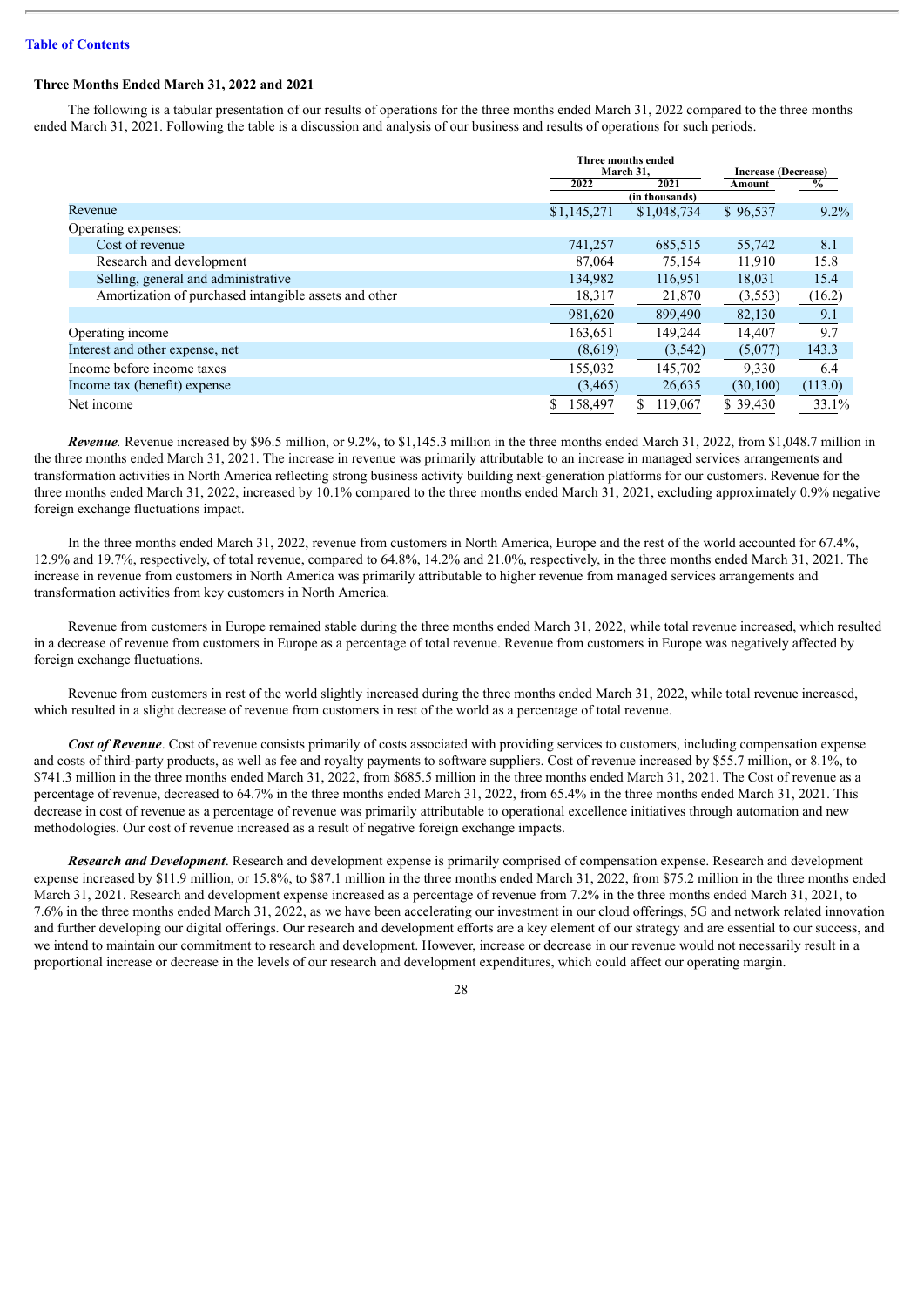[Table of Contents](#)

### Three Months Ended March 31, 2022 and 2021

The following is a tabular presentation of our results of operations for the three months ended March 31, 2022 compared to the three months ended March 31, 2021. Following the table is a discussion and analysis of our business and results of operations for such periods.

| | Three months ended March 31, | | Increase (Decrease) | |
|---|---|---|---|---|
| | 2022 | 2021 | Amount | % |
| | (in thousands) | | | |
| Revenue | $1,145,271 | $1,048,734 | $ 96,537 | 9.2% |
| Operating expenses: | | | | |
| Cost of revenue | 741,257 | 685,515 | 55,742 | 8.1 |
| Research and development | 87,064 | 75,154 | 11,910 | 15.8 |
| Selling, general and administrative | 134,982 | 116,951 | 18,031 | 15.4 |
| Amortization of purchased intangible assets and other | 18,317 | 21,870 | (3,553) | (16.2) |
| | 981,620 | 899,490 | 82,130 | 9.1 |
| Operating income | 163,651 | 149,244 | 14,407 | 9.7 |
| Interest and other expense, net | (8,619) | (3,542) | (5,077) | 143.3 |
| Income before income taxes | 155,032 | 145,702 | 9,330 | 6.4 |
| Income tax (benefit) expense | (3,465) | 26,635 | (30,100) | (113.0) |
| Net income | $ 158,497 | $ 119,067 | $ 39,430 | 33.1% |

***Revenue.*** Revenue increased by $96.5 million, or 9.2%, to $1,145.3 million in the three months ended March 31, 2022, from $1,048.7 million in the three months ended March 31, 2021. The increase in revenue was primarily attributable to an increase in managed services arrangements and transformation activities in North America reflecting strong business activity building next-generation platforms for our customers. Revenue for the three months ended March 31, 2022, increased by 10.1% compared to the three months ended March 31, 2021, excluding approximately 0.9% negative foreign exchange fluctuations impact.

In the three months ended March 31, 2022, revenue from customers in North America, Europe and the rest of the world accounted for 67.4%, 12.9% and 19.7%, respectively, of total revenue, compared to 64.8%, 14.2% and 21.0%, respectively, in the three months ended March 31, 2021. The increase in revenue from customers in North America was primarily attributable to higher revenue from managed services arrangements and transformation activities from key customers in North America.

Revenue from customers in Europe remained stable during the three months ended March 31, 2022, while total revenue increased, which resulted in a decrease of revenue from customers in Europe as a percentage of total revenue. Revenue from customers in Europe was negatively affected by foreign exchange fluctuations.

Revenue from customers in rest of the world slightly increased during the three months ended March 31, 2022, while total revenue increased, which resulted in a slight decrease of revenue from customers in rest of the world as a percentage of total revenue.

***Cost of Revenue***. Cost of revenue consists primarily of costs associated with providing services to customers, including compensation expense and costs of third-party products, as well as fee and royalty payments to software suppliers. Cost of revenue increased by $55.7 million, or 8.1%, to $741.3 million in the three months ended March 31, 2022, from $685.5 million in the three months ended March 31, 2021. The Cost of revenue as a percentage of revenue, decreased to 64.7% in the three months ended March 31, 2022, from 65.4% in the three months ended March 31, 2021. This decrease in cost of revenue as a percentage of revenue was primarily attributable to operational excellence initiatives through automation and new methodologies. Our cost of revenue increased as a result of negative foreign exchange impacts.

***Research and Development***. Research and development expense is primarily comprised of compensation expense. Research and development expense increased by $11.9 million, or 15.8%, to $87.1 million in the three months ended March 31, 2022, from $75.2 million in the three months ended March 31, 2021. Research and development expense increased as a percentage of revenue from 7.2% in the three months ended March 31, 2021, to 7.6% in the three months ended March 31, 2022, as we have been accelerating our investment in our cloud offerings, 5G and network related innovation and further developing our digital offerings. Our research and development efforts are a key element of our strategy and are essential to our success, and we intend to maintain our commitment to research and development. However, increase or decrease in our revenue would not necessarily result in a proportional increase or decrease in the levels of our research and development expenditures, which could affect our operating margin.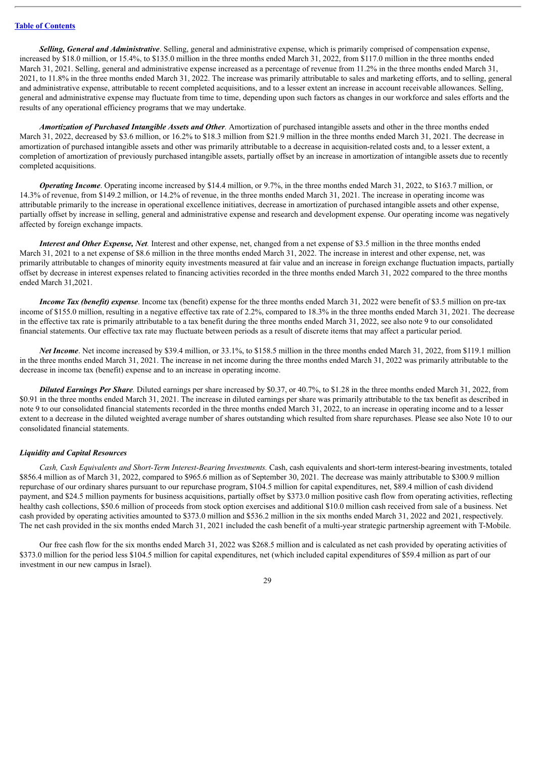[Table of Contents](#)

***Selling, General and Administrative***. Selling, general and administrative expense, which is primarily comprised of compensation expense, increased by $18.0 million, or 15.4%, to $135.0 million in the three months ended March 31, 2022, from $117.0 million in the three months ended March 31, 2021. Selling, general and administrative expense increased as a percentage of revenue from 11.2% in the three months ended March 31, 2021, to 11.8% in the three months ended March 31, 2022. The increase was primarily attributable to sales and marketing efforts, and to selling, general and administrative expense, attributable to recent completed acquisitions, and to a lesser extent an increase in account receivable allowances. Selling, general and administrative expense may fluctuate from time to time, depending upon such factors as changes in our workforce and sales efforts and the results of any operational efficiency programs that we may undertake.

***Amortization of Purchased Intangible Assets and Other.*** Amortization of purchased intangible assets and other in the three months ended March 31, 2022, decreased by $3.6 million, or 16.2% to $18.3 million from $21.9 million in the three months ended March 31, 2021. The decrease in amortization of purchased intangible assets and other was primarily attributable to a decrease in acquisition-related costs and, to a lesser extent, a completion of amortization of previously purchased intangible assets, partially offset by an increase in amortization of intangible assets due to recently completed acquisitions.

***Operating Income***. Operating income increased by $14.4 million, or 9.7%, in the three months ended March 31, 2022, to $163.7 million, or 14.3% of revenue, from $149.2 million, or 14.2% of revenue, in the three months ended March 31, 2021. The increase in operating income was attributable primarily to the increase in operational excellence initiatives, decrease in amortization of purchased intangible assets and other expense, partially offset by increase in selling, general and administrative expense and research and development expense. Our operating income was negatively affected by foreign exchange impacts.

***Interest and Other Expense, Net.*** Interest and other expense, net, changed from a net expense of $3.5 million in the three months ended March 31, 2021 to a net expense of $8.6 million in the three months ended March 31, 2022. The increase in interest and other expense, net, was primarily attributable to changes of minority equity investments measured at fair value and an increase in foreign exchange fluctuation impacts, partially offset by decrease in interest expenses related to financing activities recorded in the three months ended March 31, 2022 compared to the three months ended March 31,2021.

***Income Tax (benefit) expense***. Income tax (benefit) expense for the three months ended March 31, 2022 were benefit of $3.5 million on pre-tax income of $155.0 million, resulting in a negative effective tax rate of 2.2%, compared to 18.3% in the three months ended March 31, 2021. The decrease in the effective tax rate is primarily attributable to a tax benefit during the three months ended March 31, 2022, see also note 9 to our consolidated financial statements. Our effective tax rate may fluctuate between periods as a result of discrete items that may affect a particular period.

***Net Income***. Net income increased by $39.4 million, or 33.1%, to $158.5 million in the three months ended March 31, 2022, from $119.1 million in the three months ended March 31, 2021. The increase in net income during the three months ended March 31, 2022 was primarily attributable to the decrease in income tax (benefit) expense and to an increase in operating income.

***Diluted Earnings Per Share.*** Diluted earnings per share increased by $0.37, or 40.7%, to $1.28 in the three months ended March 31, 2022, from $0.91 in the three months ended March 31, 2021. The increase in diluted earnings per share was primarily attributable to the tax benefit as described in note 9 to our consolidated financial statements recorded in the three months ended March 31, 2022, to an increase in operating income and to a lesser extent to a decrease in the diluted weighted average number of shares outstanding which resulted from share repurchases. Please see also Note 10 to our consolidated financial statements.

### *Liquidity and Capital Resources*

*Cash, Cash Equivalents and Short-Term Interest-Bearing Investments.* Cash, cash equivalents and short-term interest-bearing investments, totaled $856.4 million as of March 31, 2022, compared to $965.6 million as of September 30, 2021. The decrease was mainly attributable to $300.9 million repurchase of our ordinary shares pursuant to our repurchase program, $104.5 million for capital expenditures, net, $89.4 million of cash dividend payment, and $24.5 million payments for business acquisitions, partially offset by $373.0 million positive cash flow from operating activities, reflecting healthy cash collections, $50.6 million of proceeds from stock option exercises and additional $10.0 million cash received from sale of a business. Net cash provided by operating activities amounted to $373.0 million and $536.2 million in the six months ended March 31, 2022 and 2021, respectively. The net cash provided in the six months ended March 31, 2021 included the cash benefit of a multi-year strategic partnership agreement with T-Mobile.

Our free cash flow for the six months ended March 31, 2022 was $268.5 million and is calculated as net cash provided by operating activities of $373.0 million for the period less $104.5 million for capital expenditures, net (which included capital expenditures of $59.4 million as part of our investment in our new campus in Israel).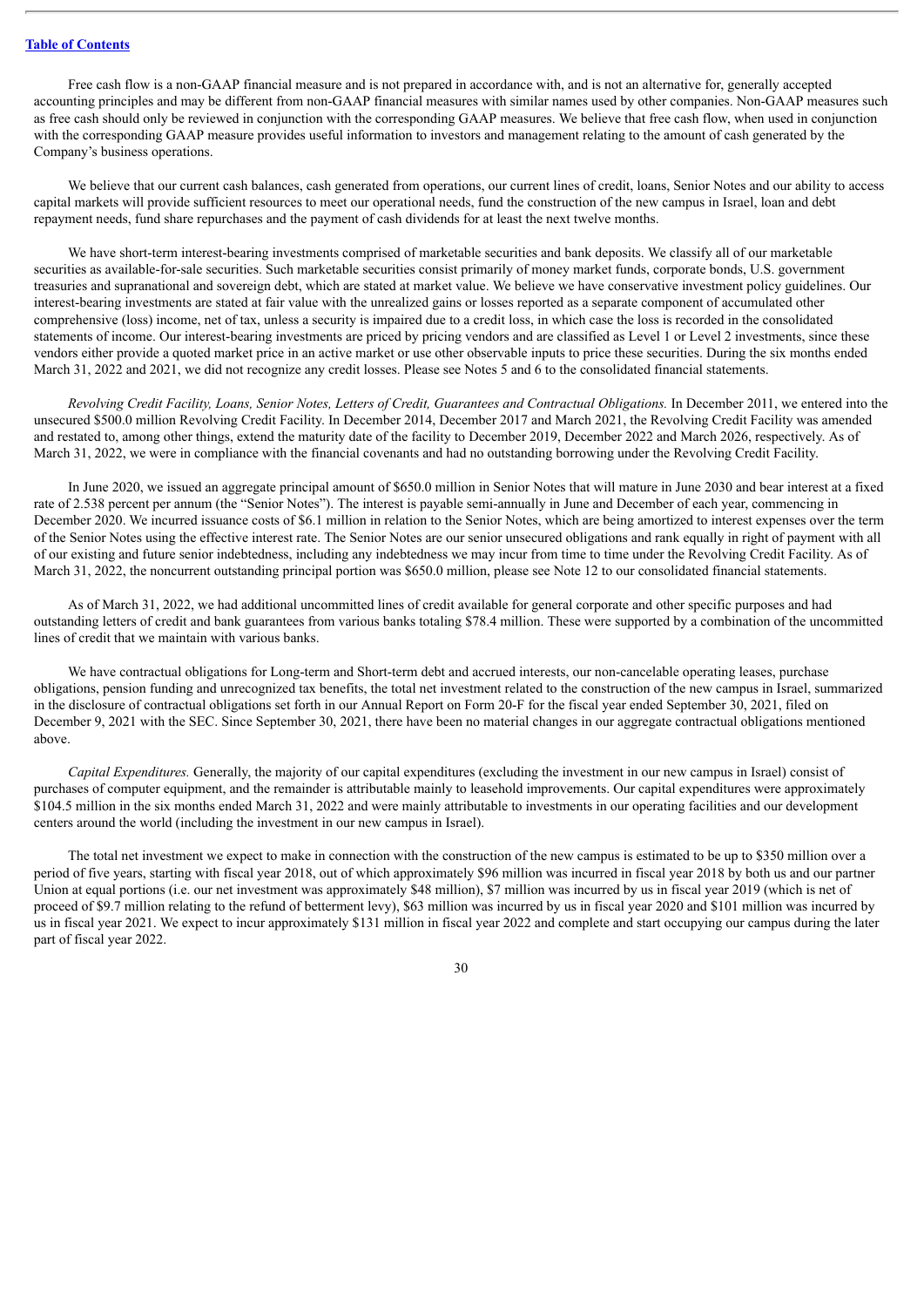Free cash flow is a non-GAAP financial measure and is not prepared in accordance with, and is not an alternative for, generally accepted accounting principles and may be different from non-GAAP financial measures with similar names used by other companies. Non-GAAP measures such as free cash should only be reviewed in conjunction with the corresponding GAAP measures. We believe that free cash flow, when used in conjunction with the corresponding GAAP measure provides useful information to investors and management relating to the amount of cash generated by the Company's business operations.

We believe that our current cash balances, cash generated from operations, our current lines of credit, loans, Senior Notes and our ability to access capital markets will provide sufficient resources to meet our operational needs, fund the construction of the new campus in Israel, loan and debt repayment needs, fund share repurchases and the payment of cash dividends for at least the next twelve months.

We have short-term interest-bearing investments comprised of marketable securities and bank deposits. We classify all of our marketable securities as available-for-sale securities. Such marketable securities consist primarily of money market funds, corporate bonds, U.S. government treasuries and supranational and sovereign debt, which are stated at market value. We believe we have conservative investment policy guidelines. Our interest-bearing investments are stated at fair value with the unrealized gains or losses reported as a separate component of accumulated other comprehensive (loss) income, net of tax, unless a security is impaired due to a credit loss, in which case the loss is recorded in the consolidated statements of income. Our interest-bearing investments are priced by pricing vendors and are classified as Level 1 or Level 2 investments, since these vendors either provide a quoted market price in an active market or use other observable inputs to price these securities. During the six months ended March 31, 2022 and 2021, we did not recognize any credit losses. Please see Notes 5 and 6 to the consolidated financial statements.

*Revolving Credit Facility, Loans, Senior Notes, Letters of Credit, Guarantees and Contractual Obligations.* In December 2011, we entered into the unsecured $500.0 million Revolving Credit Facility. In December 2014, December 2017 and March 2021, the Revolving Credit Facility was amended and restated to, among other things, extend the maturity date of the facility to December 2019, December 2022 and March 2026, respectively. As of March 31, 2022, we were in compliance with the financial covenants and had no outstanding borrowing under the Revolving Credit Facility.

In June 2020, we issued an aggregate principal amount of $650.0 million in Senior Notes that will mature in June 2030 and bear interest at a fixed rate of 2.538 percent per annum (the "Senior Notes"). The interest is payable semi-annually in June and December of each year, commencing in December 2020. We incurred issuance costs of $6.1 million in relation to the Senior Notes, which are being amortized to interest expenses over the term of the Senior Notes using the effective interest rate. The Senior Notes are our senior unsecured obligations and rank equally in right of payment with all of our existing and future senior indebtedness, including any indebtedness we may incur from time to time under the Revolving Credit Facility. As of March 31, 2022, the noncurrent outstanding principal portion was $650.0 million, please see Note 12 to our consolidated financial statements.

As of March 31, 2022, we had additional uncommitted lines of credit available for general corporate and other specific purposes and had outstanding letters of credit and bank guarantees from various banks totaling $78.4 million. These were supported by a combination of the uncommitted lines of credit that we maintain with various banks.

We have contractual obligations for Long-term and Short-term debt and accrued interests, our non-cancelable operating leases, purchase obligations, pension funding and unrecognized tax benefits, the total net investment related to the construction of the new campus in Israel, summarized in the disclosure of contractual obligations set forth in our Annual Report on Form 20-F for the fiscal year ended September 30, 2021, filed on December 9, 2021 with the SEC. Since September 30, 2021, there have been no material changes in our aggregate contractual obligations mentioned above.

*Capital Expenditures.* Generally, the majority of our capital expenditures (excluding the investment in our new campus in Israel) consist of purchases of computer equipment, and the remainder is attributable mainly to leasehold improvements. Our capital expenditures were approximately $104.5 million in the six months ended March 31, 2022 and were mainly attributable to investments in our operating facilities and our development centers around the world (including the investment in our new campus in Israel).

The total net investment we expect to make in connection with the construction of the new campus is estimated to be up to $350 million over a period of five years, starting with fiscal year 2018, out of which approximately $96 million was incurred in fiscal year 2018 by both us and our partner Union at equal portions (i.e. our net investment was approximately $48 million), $7 million was incurred by us in fiscal year 2019 (which is net of proceed of $9.7 million relating to the refund of betterment levy), $63 million was incurred by us in fiscal year 2020 and $101 million was incurred by us in fiscal year 2021. We expect to incur approximately $131 million in fiscal year 2022 and complete and start occupying our campus during the later part of fiscal year 2022.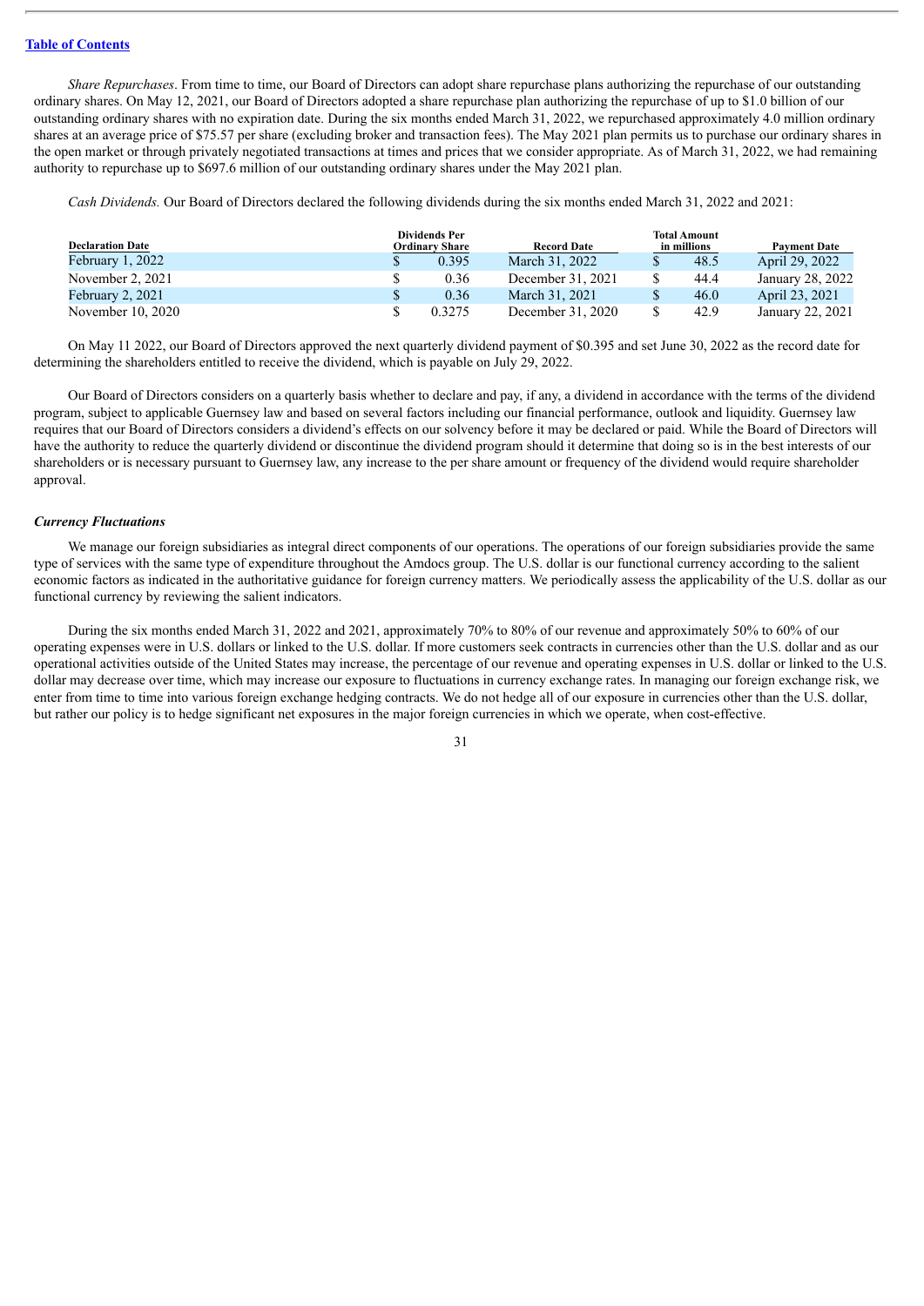[Table of Contents](#)

*Share Repurchases*. From time to time, our Board of Directors can adopt share repurchase plans authorizing the repurchase of our outstanding ordinary shares. On May 12, 2021, our Board of Directors adopted a share repurchase plan authorizing the repurchase of up to $1.0 billion of our outstanding ordinary shares with no expiration date. During the six months ended March 31, 2022, we repurchased approximately 4.0 million ordinary shares at an average price of $75.57 per share (excluding broker and transaction fees). The May 2021 plan permits us to purchase our ordinary shares in the open market or through privately negotiated transactions at times and prices that we consider appropriate. As of March 31, 2022, we had remaining authority to repurchase up to $697.6 million of our outstanding ordinary shares under the May 2021 plan.

*Cash Dividends.* Our Board of Directors declared the following dividends during the six months ended March 31, 2022 and 2021:

| Declaration Date | Dividends Per Ordinary Share | Record Date | Total Amount in millions | Payment Date |
|---|---|---|---|---|
| February 1, 2022 | $ 0.395 | March 31, 2022 | $ 48.5 | April 29, 2022 |
| November 2, 2021 | $ 0.36 | December 31, 2021 | $ 44.4 | January 28, 2022 |
| February 2, 2021 | $ 0.36 | March 31, 2021 | $ 46.0 | April 23, 2021 |
| November 10, 2020 | $ 0.3275 | December 31, 2020 | $ 42.9 | January 22, 2021 |

On May 11 2022, our Board of Directors approved the next quarterly dividend payment of $0.395 and set June 30, 2022 as the record date for determining the shareholders entitled to receive the dividend, which is payable on July 29, 2022.

Our Board of Directors considers on a quarterly basis whether to declare and pay, if any, a dividend in accordance with the terms of the dividend program, subject to applicable Guernsey law and based on several factors including our financial performance, outlook and liquidity. Guernsey law requires that our Board of Directors considers a dividend's effects on our solvency before it may be declared or paid. While the Board of Directors will have the authority to reduce the quarterly dividend or discontinue the dividend program should it determine that doing so is in the best interests of our shareholders or is necessary pursuant to Guernsey law, any increase to the per share amount or frequency of the dividend would require shareholder approval.

### *Currency Fluctuations*

We manage our foreign subsidiaries as integral direct components of our operations. The operations of our foreign subsidiaries provide the same type of services with the same type of expenditure throughout the Amdocs group. The U.S. dollar is our functional currency according to the salient economic factors as indicated in the authoritative guidance for foreign currency matters. We periodically assess the applicability of the U.S. dollar as our functional currency by reviewing the salient indicators.

During the six months ended March 31, 2022 and 2021, approximately 70% to 80% of our revenue and approximately 50% to 60% of our operating expenses were in U.S. dollars or linked to the U.S. dollar. If more customers seek contracts in currencies other than the U.S. dollar and as our operational activities outside of the United States may increase, the percentage of our revenue and operating expenses in U.S. dollar or linked to the U.S. dollar may decrease over time, which may increase our exposure to fluctuations in currency exchange rates. In managing our foreign exchange risk, we enter from time to time into various foreign exchange hedging contracts. We do not hedge all of our exposure in currencies other than the U.S. dollar, but rather our policy is to hedge significant net exposures in the major foreign currencies in which we operate, when cost-effective.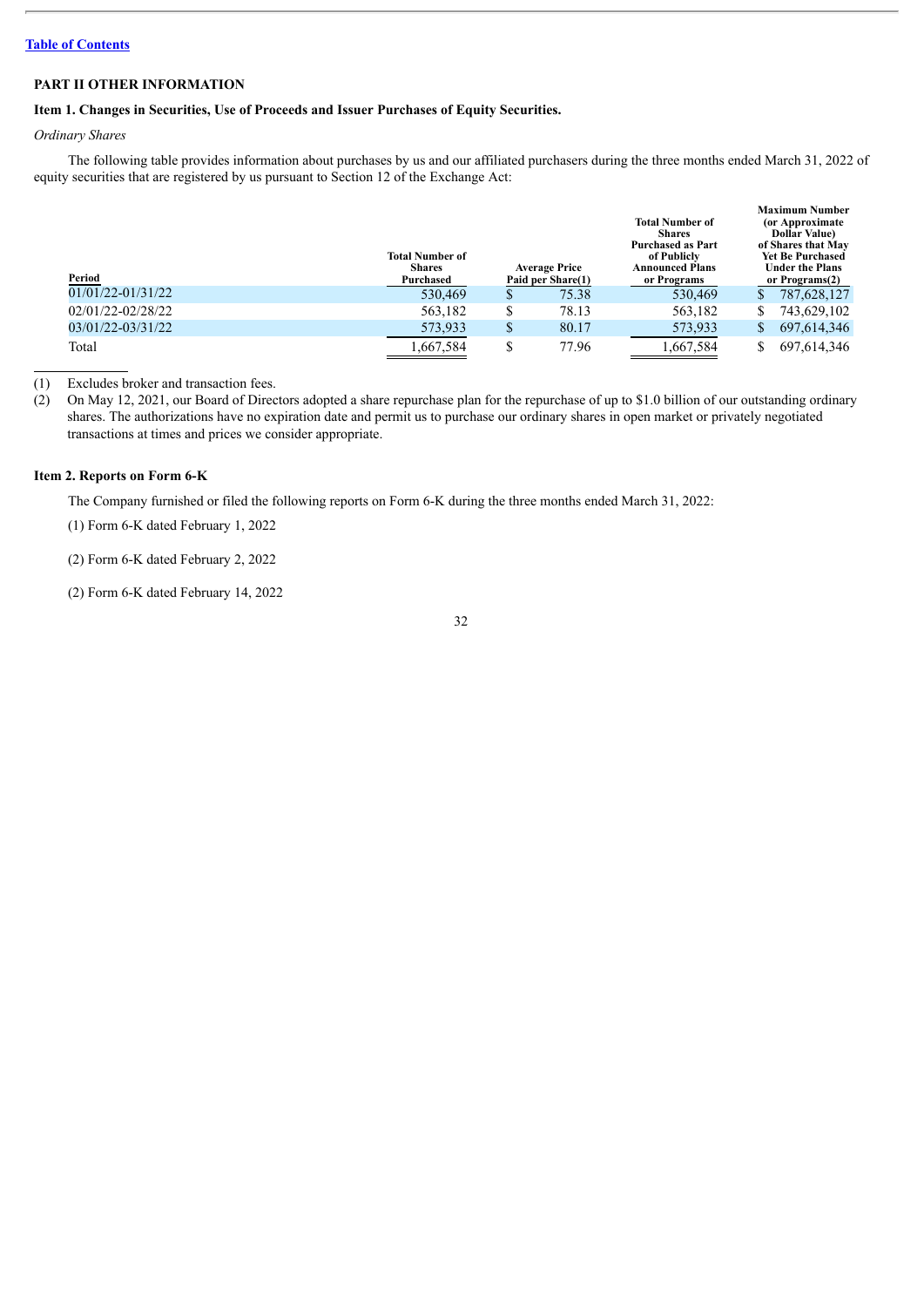[Table of Contents](#)

## PART II OTHER INFORMATION

### Item 1. Changes in Securities, Use of Proceeds and Issuer Purchases of Equity Securities.

*Ordinary Shares*

The following table provides information about purchases by us and our affiliated purchasers during the three months ended March 31, 2022 of equity securities that are registered by us pursuant to Section 12 of the Exchange Act:

| Period | Total Number of Shares Purchased | Average Price Paid per Share(1) | Total Number of Shares Purchased as Part of Publicly Announced Plans or Programs | Maximum Number (or Approximate Dollar Value) of Shares that May Yet Be Purchased Under the Plans or Programs(2) |
|---|---|---|---|---|
| 01/01/22-01/31/22 | 530,469 | $ 75.38 | 530,469 | $ 787,628,127 |
| 02/01/22-02/28/22 | 563,182 | $ 78.13 | 563,182 | $ 743,629,102 |
| 03/01/22-03/31/22 | 573,933 | $ 80.17 | 573,933 | $ 697,614,346 |
| Total | 1,667,584 | $ 77.96 | 1,667,584 | $ 697,614,346 |

(1) Excludes broker and transaction fees.

(2) On May 12, 2021, our Board of Directors adopted a share repurchase plan for the repurchase of up to $1.0 billion of our outstanding ordinary shares. The authorizations have no expiration date and permit us to purchase our ordinary shares in open market or privately negotiated transactions at times and prices we consider appropriate.

### Item 2. Reports on Form 6-K

The Company furnished or filed the following reports on Form 6-K during the three months ended March 31, 2022:

(1) Form 6-K dated February 1, 2022

(2) Form 6-K dated February 2, 2022

(2) Form 6-K dated February 14, 2022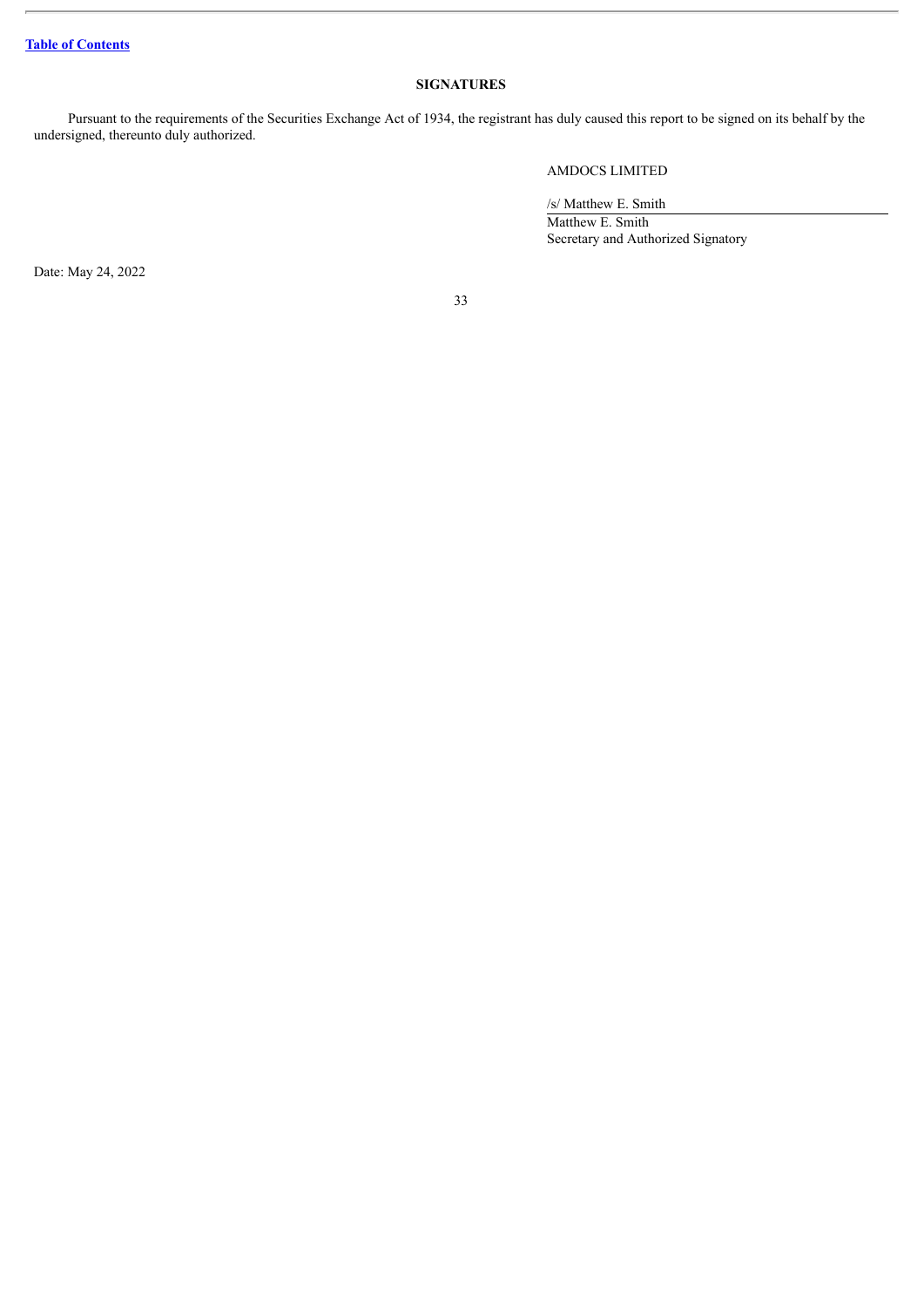# SIGNATURES

Pursuant to the requirements of the Securities Exchange Act of 1934, the registrant has duly caused this report to be signed on its behalf by the undersigned, thereunto duly authorized.

AMDOCS LIMITED

/s/ Matthew E. Smith

Matthew E. Smith
Secretary and Authorized Signatory

Date: May 24, 2022